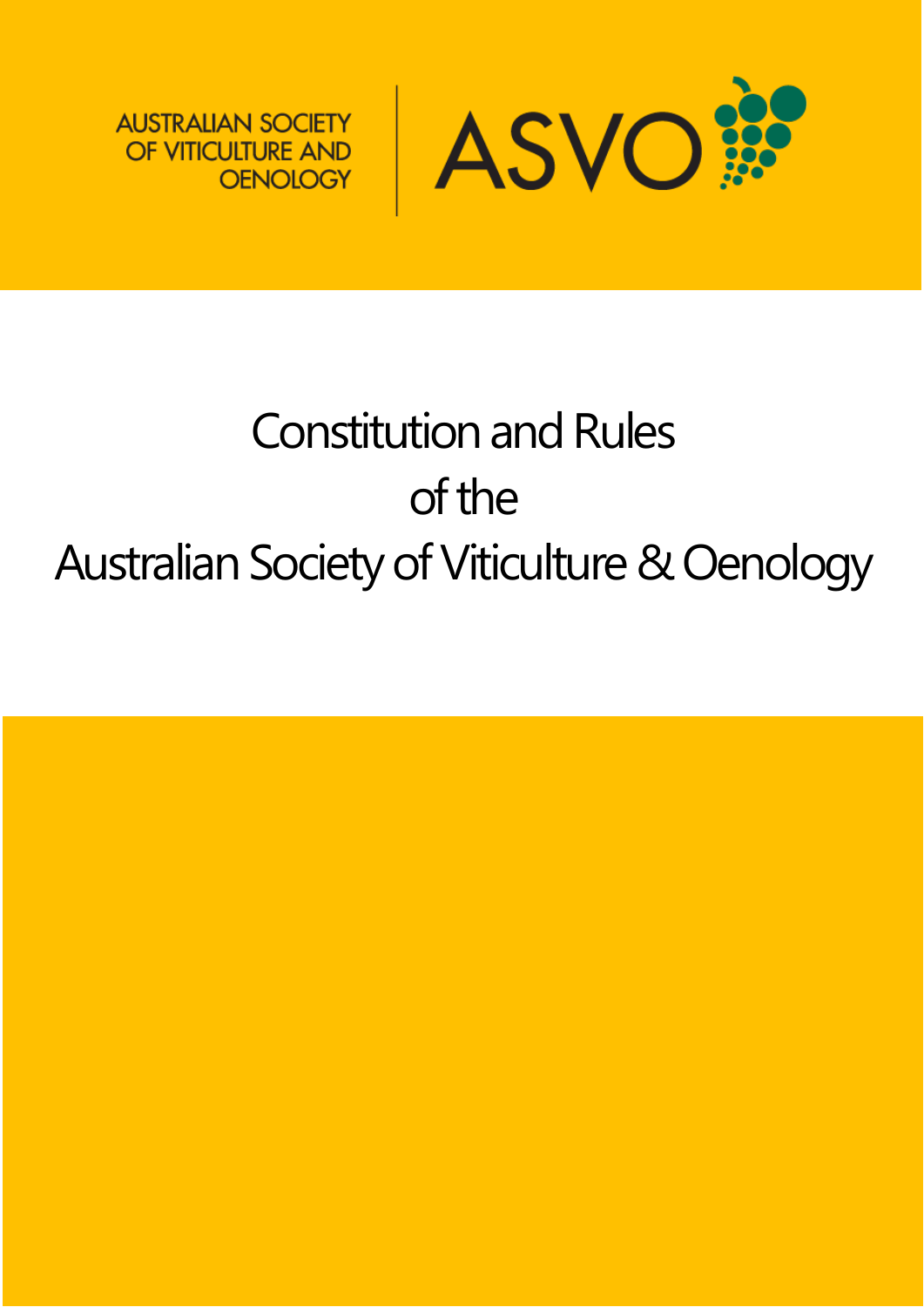AUSTRALIAN SOCIETY OF VITICULTURE AND OENOLOGY

ASVO

# Constitution and Rules of the Australian Society of Viticulture & Oenology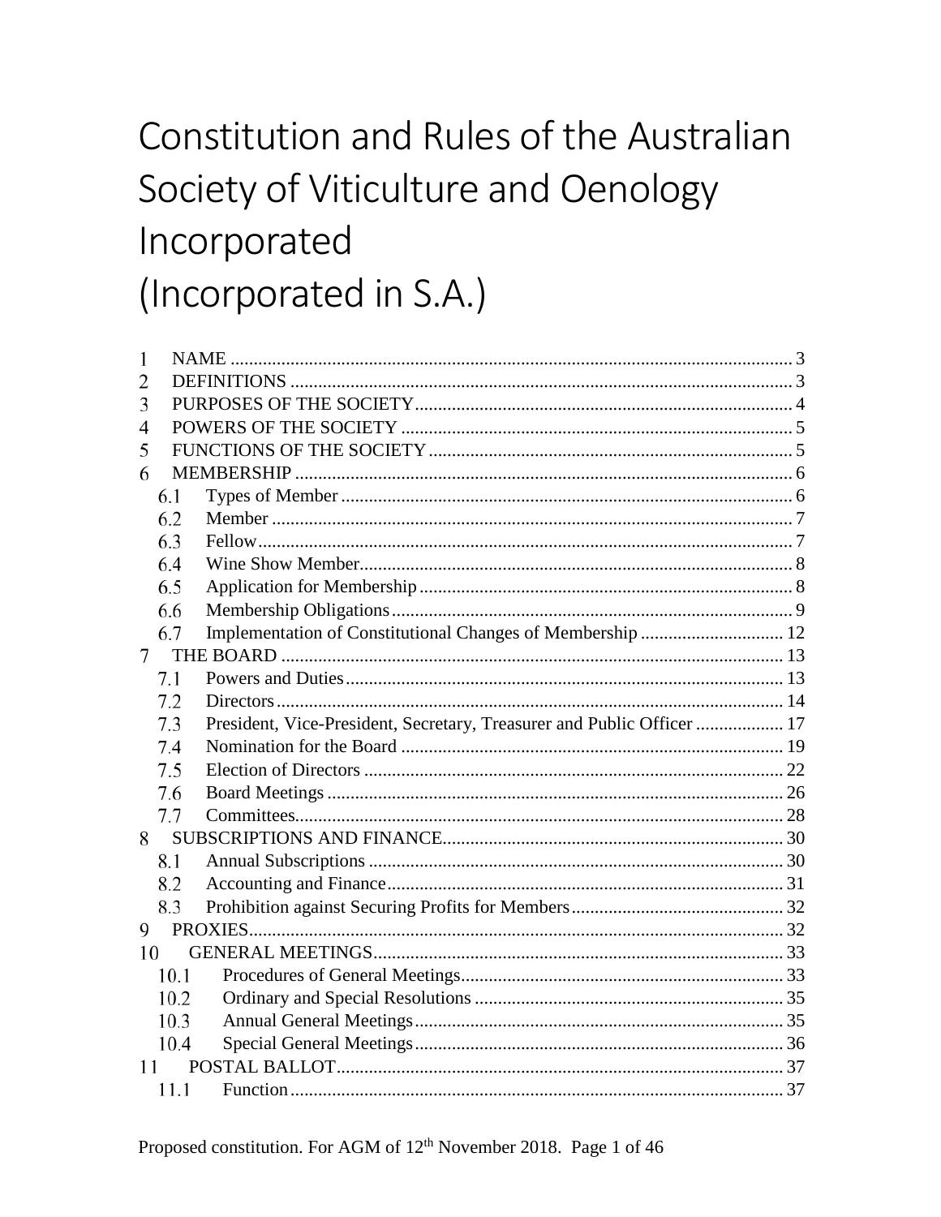# Constitution and Rules of the Australian Society of Viticulture and Oenology Incorporated (Incorporated in S.A.)

1 NAME .......... 3
2 DEFINITIONS .......... 3
3 PURPOSES OF THE SOCIETY .......... 4
4 POWERS OF THE SOCIETY .......... 5
5 FUNCTIONS OF THE SOCIETY .......... 5
6 MEMBERSHIP .......... 6
   6.1 Types of Member .......... 6
   6.2 Member .......... 7
   6.3 Fellow .......... 7
   6.4 Wine Show Member .......... 8
   6.5 Application for Membership .......... 8
   6.6 Membership Obligations .......... 9
   6.7 Implementation of Constitutional Changes of Membership .......... 12
7 THE BOARD .......... 13
   7.1 Powers and Duties .......... 13
   7.2 Directors .......... 14
   7.3 President, Vice-President, Secretary, Treasurer and Public Officer .......... 17
   7.4 Nomination for the Board .......... 19
   7.5 Election of Directors .......... 22
   7.6 Board Meetings .......... 26
   7.7 Committees .......... 28
8 SUBSCRIPTIONS AND FINANCE .......... 30
   8.1 Annual Subscriptions .......... 30
   8.2 Accounting and Finance .......... 31
   8.3 Prohibition against Securing Profits for Members .......... 32
9 PROXIES .......... 32
10 GENERAL MEETINGS .......... 33
   10.1 Procedures of General Meetings .......... 33
   10.2 Ordinary and Special Resolutions .......... 35
   10.3 Annual General Meetings .......... 35
   10.4 Special General Meetings .......... 36
11 POSTAL BALLOT .......... 37
   11.1 Function .......... 37

Proposed constitution. For AGM of 12th November 2018.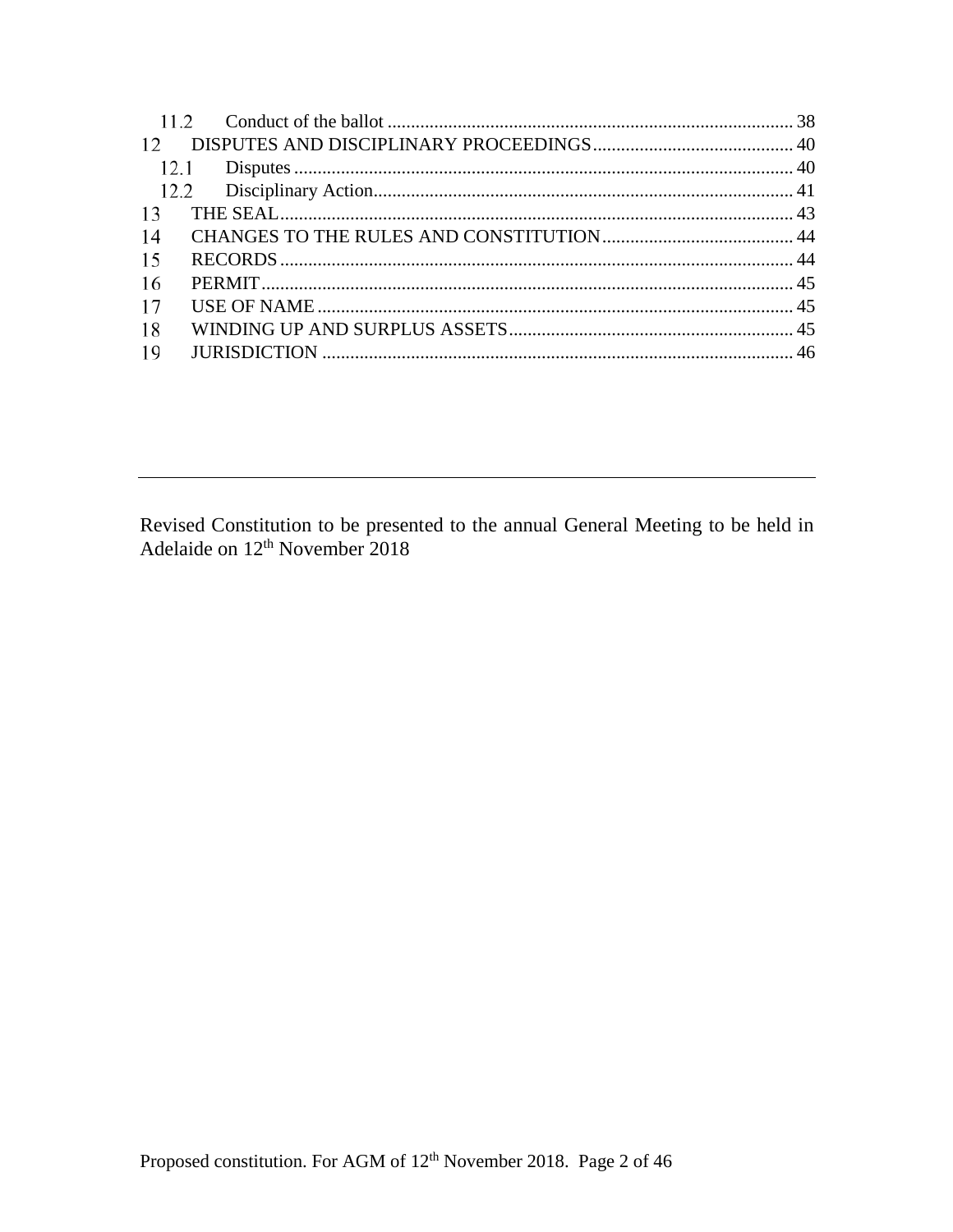11.2 Conduct of the ballot ........................................................................................ 38

12 DISPUTES AND DISCIPLINARY PROCEEDINGS ........................................... 40

12.1 Disputes ........................................................................................................... 40

12.2 Disciplinary Action.......................................................................................... 41

13 THE SEAL............................................................................................................ 43

14 CHANGES TO THE RULES AND CONSTITUTION......................................... 44

15 RECORDS ............................................................................................................ 44

16 PERMIT ................................................................................................................ 45

17 USE OF NAME .................................................................................................... 45

18 WINDING UP AND SURPLUS ASSETS ............................................................ 45

19 JURISDICTION .................................................................................................... 46

---

Revised Constitution to be presented to the annual General Meeting to be held in Adelaide on 12th November 2018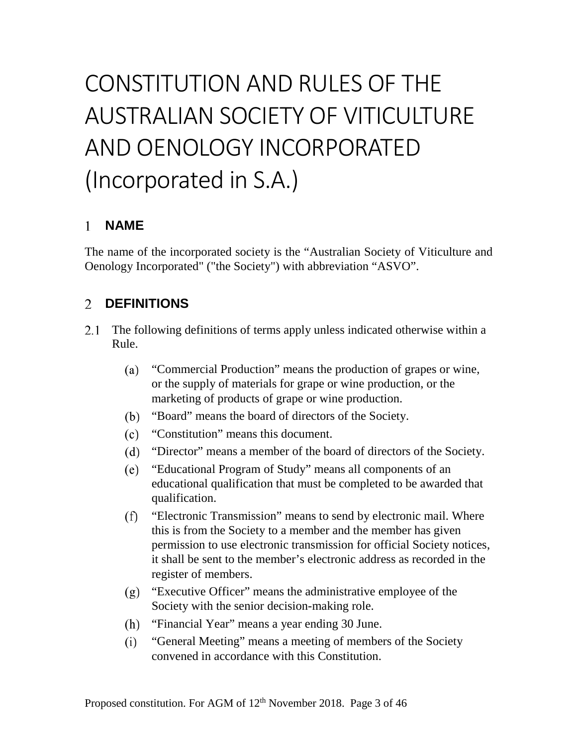# CONSTITUTION AND RULES OF THE AUSTRALIAN SOCIETY OF VITICULTURE AND OENOLOGY INCORPORATED (Incorporated in S.A.)

## 1 NAME

The name of the incorporated society is the “Australian Society of Viticulture and Oenology Incorporated" ("the Society") with abbreviation “ASVO”.

## 2 DEFINITIONS

2.1 The following definitions of terms apply unless indicated otherwise within a Rule.

- (a) “Commercial Production” means the production of grapes or wine, or the supply of materials for grape or wine production, or the marketing of products of grape or wine production.
- (b) “Board” means the board of directors of the Society.
- (c) “Constitution” means this document.
- (d) “Director” means a member of the board of directors of the Society.
- (e) “Educational Program of Study” means all components of an educational qualification that must be completed to be awarded that qualification.
- (f) “Electronic Transmission” means to send by electronic mail. Where this is from the Society to a member and the member has given permission to use electronic transmission for official Society notices, it shall be sent to the member’s electronic address as recorded in the register of members.
- (g) “Executive Officer” means the administrative employee of the Society with the senior decision-making role.
- (h) “Financial Year” means a year ending 30 June.
- (i) “General Meeting” means a meeting of members of the Society convened in accordance with this Constitution.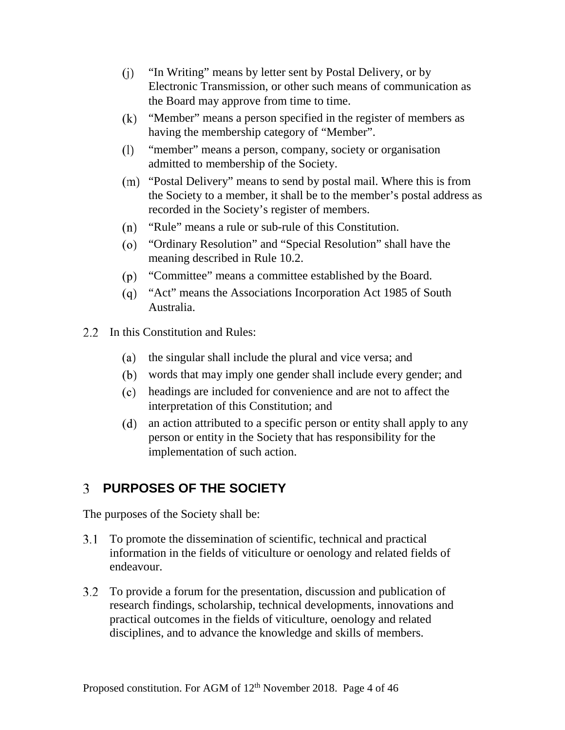(j) "In Writing" means by letter sent by Postal Delivery, or by Electronic Transmission, or other such means of communication as the Board may approve from time to time.

(k) "Member" means a person specified in the register of members as having the membership category of "Member".

(l) "member" means a person, company, society or organisation admitted to membership of the Society.

(m) "Postal Delivery" means to send by postal mail. Where this is from the Society to a member, it shall be to the member's postal address as recorded in the Society's register of members.

(n) "Rule" means a rule or sub-rule of this Constitution.

(o) "Ordinary Resolution" and "Special Resolution" shall have the meaning described in Rule 10.2.

(p) "Committee" means a committee established by the Board.

(q) "Act" means the Associations Incorporation Act 1985 of South Australia.

2.2 In this Constitution and Rules:

(a) the singular shall include the plural and vice versa; and

(b) words that may imply one gender shall include every gender; and

(c) headings are included for convenience and are not to affect the interpretation of this Constitution; and

(d) an action attributed to a specific person or entity shall apply to any person or entity in the Society that has responsibility for the implementation of such action.

## 3 PURPOSES OF THE SOCIETY

The purposes of the Society shall be:

3.1 To promote the dissemination of scientific, technical and practical information in the fields of viticulture or oenology and related fields of endeavour.

3.2 To provide a forum for the presentation, discussion and publication of research findings, scholarship, technical developments, innovations and practical outcomes in the fields of viticulture, oenology and related disciplines, and to advance the knowledge and skills of members.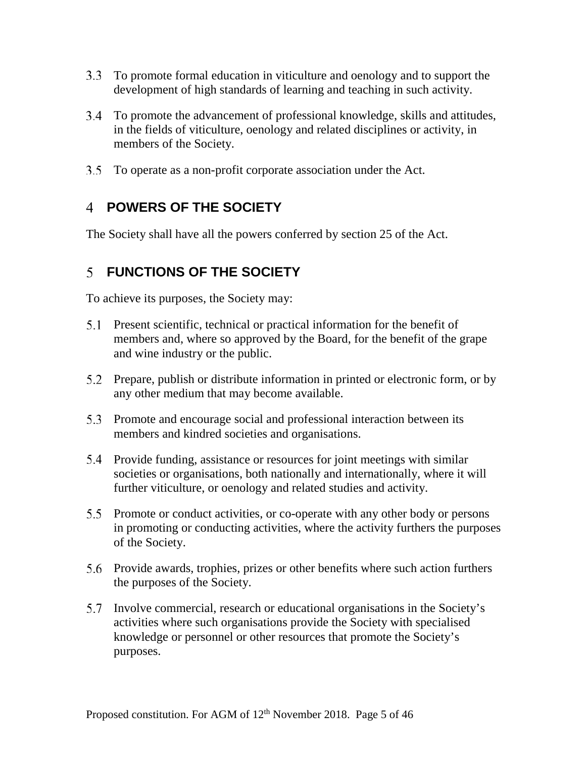3.3 To promote formal education in viticulture and oenology and to support the development of high standards of learning and teaching in such activity.

3.4 To promote the advancement of professional knowledge, skills and attitudes, in the fields of viticulture, oenology and related disciplines or activity, in members of the Society.

3.5 To operate as a non-profit corporate association under the Act.

## 4 POWERS OF THE SOCIETY

The Society shall have all the powers conferred by section 25 of the Act.

## 5 FUNCTIONS OF THE SOCIETY

To achieve its purposes, the Society may:

5.1 Present scientific, technical or practical information for the benefit of members and, where so approved by the Board, for the benefit of the grape and wine industry or the public.

5.2 Prepare, publish or distribute information in printed or electronic form, or by any other medium that may become available.

5.3 Promote and encourage social and professional interaction between its members and kindred societies and organisations.

5.4 Provide funding, assistance or resources for joint meetings with similar societies or organisations, both nationally and internationally, where it will further viticulture, or oenology and related studies and activity.

5.5 Promote or conduct activities, or co-operate with any other body or persons in promoting or conducting activities, where the activity furthers the purposes of the Society.

5.6 Provide awards, trophies, prizes or other benefits where such action furthers the purposes of the Society.

5.7 Involve commercial, research or educational organisations in the Society's activities where such organisations provide the Society with specialised knowledge or personnel or other resources that promote the Society's purposes.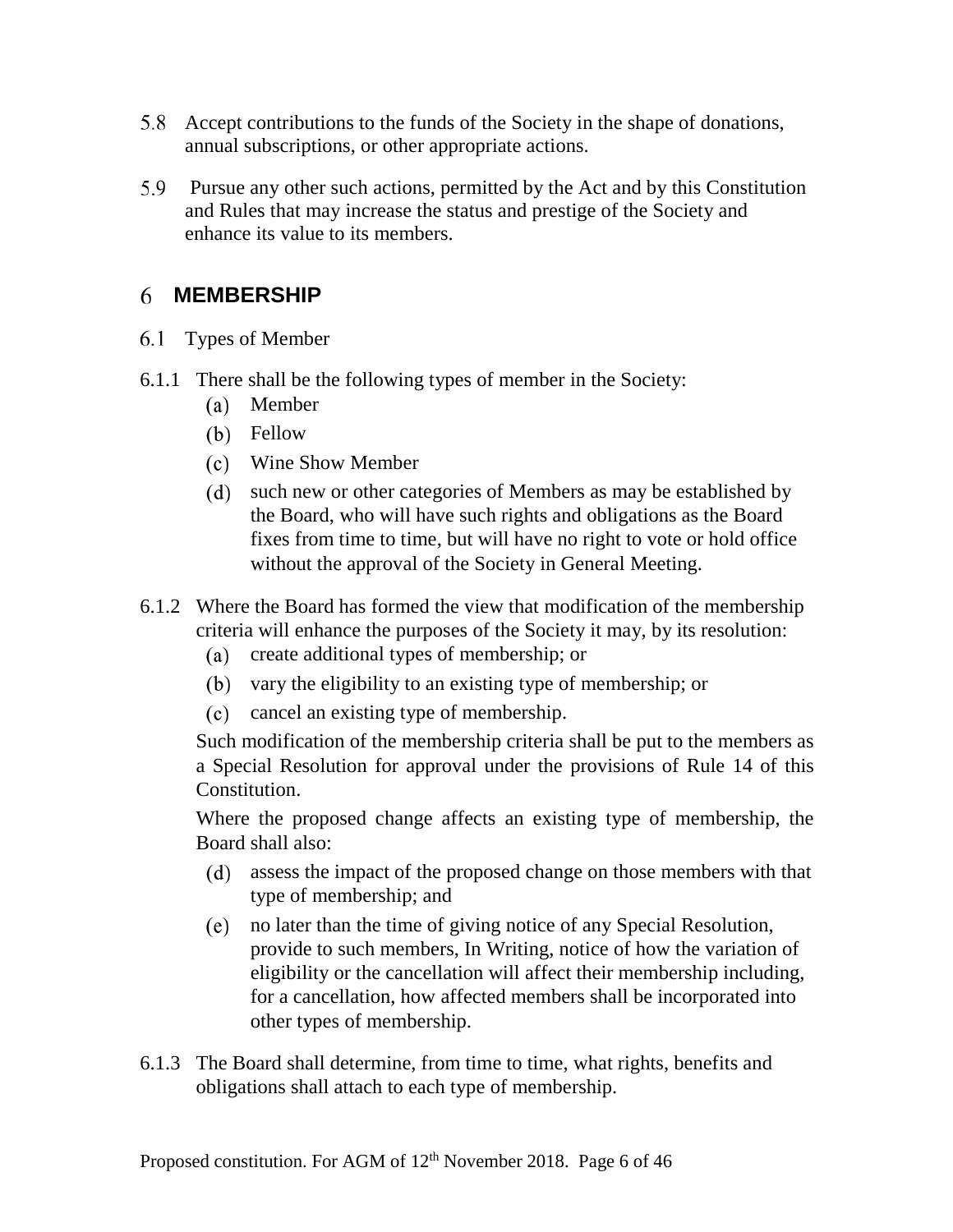5.8 Accept contributions to the funds of the Society in the shape of donations, annual subscriptions, or other appropriate actions.

5.9 Pursue any other such actions, permitted by the Act and by this Constitution and Rules that may increase the status and prestige of the Society and enhance its value to its members.

# 6 MEMBERSHIP

6.1 Types of Member

6.1.1 There shall be the following types of member in the Society:

(a) Member

(b) Fellow

(c) Wine Show Member

(d) such new or other categories of Members as may be established by the Board, who will have such rights and obligations as the Board fixes from time to time, but will have no right to vote or hold office without the approval of the Society in General Meeting.

6.1.2 Where the Board has formed the view that modification of the membership criteria will enhance the purposes of the Society it may, by its resolution:

(a) create additional types of membership; or

(b) vary the eligibility to an existing type of membership; or

(c) cancel an existing type of membership.

Such modification of the membership criteria shall be put to the members as a Special Resolution for approval under the provisions of Rule 14 of this Constitution.

Where the proposed change affects an existing type of membership, the Board shall also:

(d) assess the impact of the proposed change on those members with that type of membership; and

(e) no later than the time of giving notice of any Special Resolution, provide to such members, In Writing, notice of how the variation of eligibility or the cancellation will affect their membership including, for a cancellation, how affected members shall be incorporated into other types of membership.

6.1.3 The Board shall determine, from time to time, what rights, benefits and obligations shall attach to each type of membership.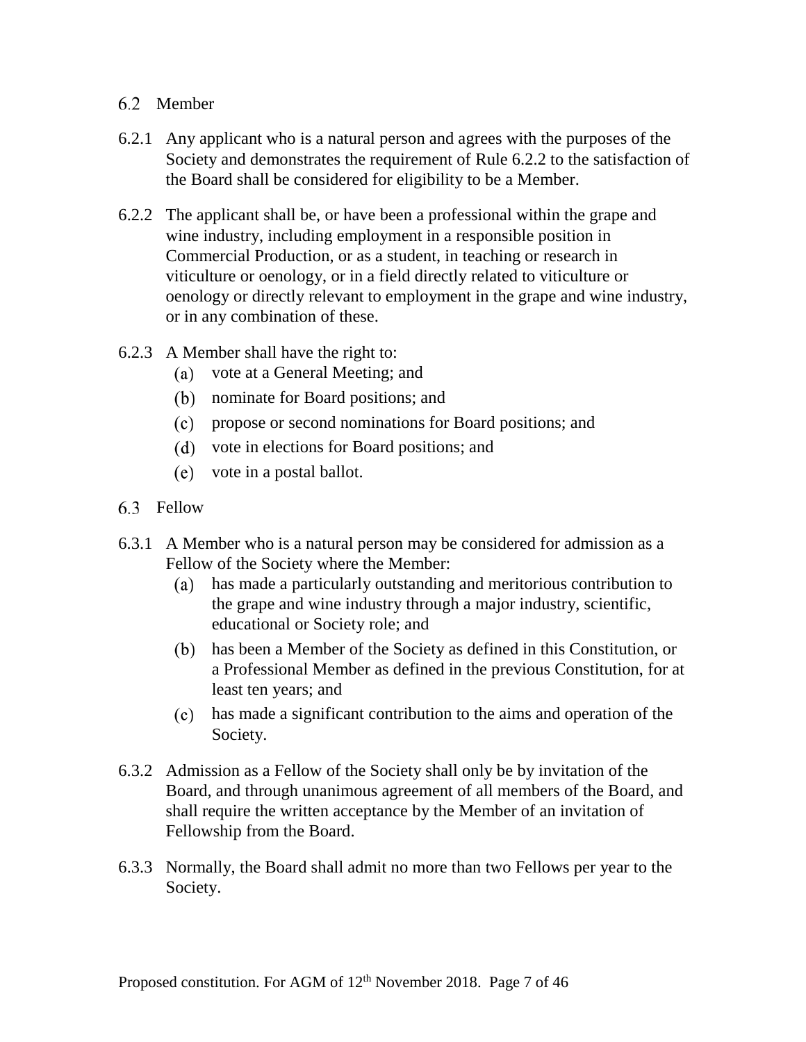## 6.2 Member

6.2.1 Any applicant who is a natural person and agrees with the purposes of the Society and demonstrates the requirement of Rule 6.2.2 to the satisfaction of the Board shall be considered for eligibility to be a Member.

6.2.2 The applicant shall be, or have been a professional within the grape and wine industry, including employment in a responsible position in Commercial Production, or as a student, in teaching or research in viticulture or oenology, or in a field directly related to viticulture or oenology or directly relevant to employment in the grape and wine industry, or in any combination of these.

6.2.3 A Member shall have the right to:

(a) vote at a General Meeting; and

(b) nominate for Board positions; and

(c) propose or second nominations for Board positions; and

(d) vote in elections for Board positions; and

(e) vote in a postal ballot.

## 6.3 Fellow

6.3.1 A Member who is a natural person may be considered for admission as a Fellow of the Society where the Member:

(a) has made a particularly outstanding and meritorious contribution to the grape and wine industry through a major industry, scientific, educational or Society role; and

(b) has been a Member of the Society as defined in this Constitution, or a Professional Member as defined in the previous Constitution, for at least ten years; and

(c) has made a significant contribution to the aims and operation of the Society.

6.3.2 Admission as a Fellow of the Society shall only be by invitation of the Board, and through unanimous agreement of all members of the Board, and shall require the written acceptance by the Member of an invitation of Fellowship from the Board.

6.3.3 Normally, the Board shall admit no more than two Fellows per year to the Society.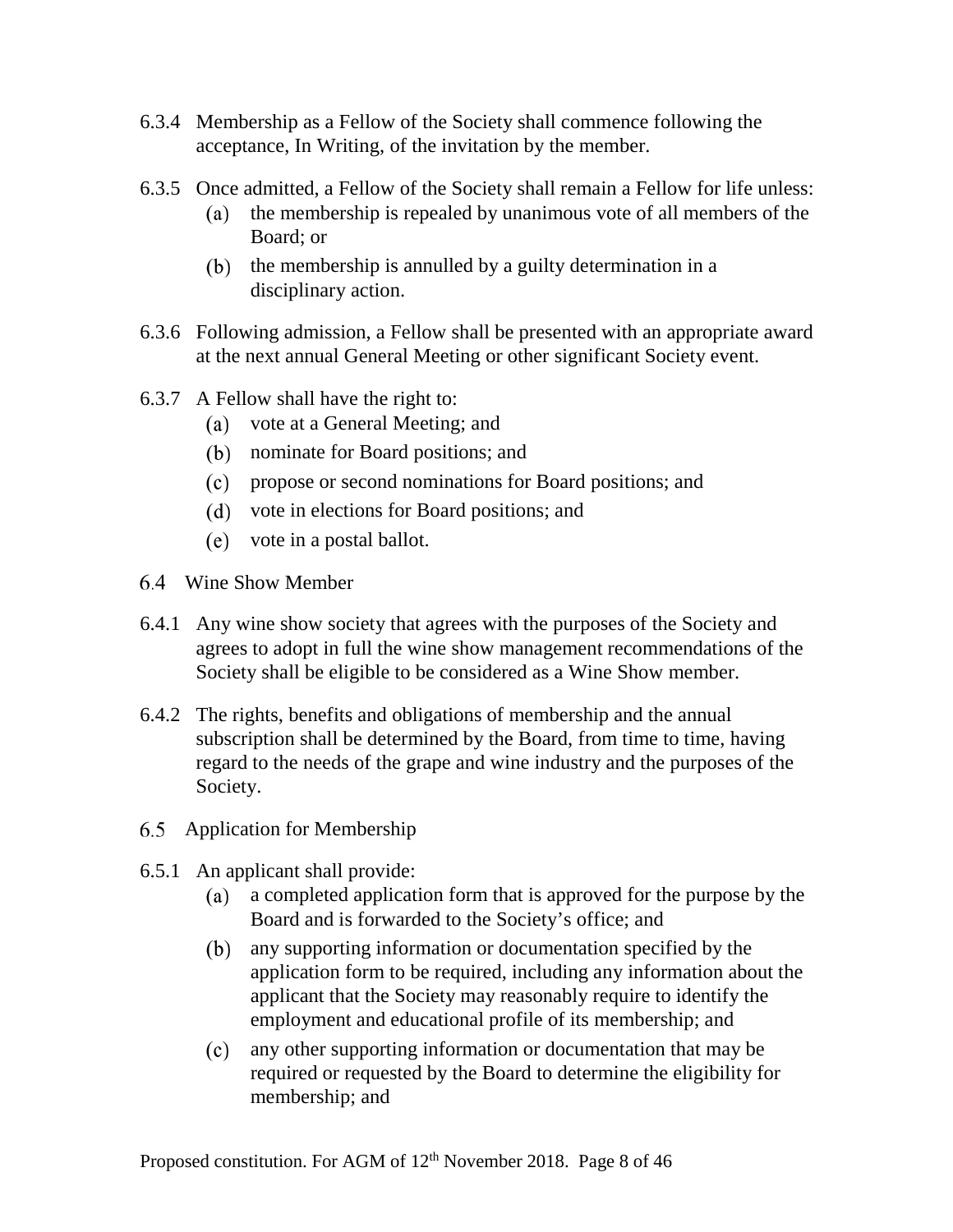6.3.4 Membership as a Fellow of the Society shall commence following the acceptance, In Writing, of the invitation by the member.

6.3.5 Once admitted, a Fellow of the Society shall remain a Fellow for life unless:

(a) the membership is repealed by unanimous vote of all members of the Board; or

(b) the membership is annulled by a guilty determination in a disciplinary action.

6.3.6 Following admission, a Fellow shall be presented with an appropriate award at the next annual General Meeting or other significant Society event.

6.3.7 A Fellow shall have the right to:

(a) vote at a General Meeting; and

(b) nominate for Board positions; and

(c) propose or second nominations for Board positions; and

(d) vote in elections for Board positions; and

(e) vote in a postal ballot.

6.4 Wine Show Member

6.4.1 Any wine show society that agrees with the purposes of the Society and agrees to adopt in full the wine show management recommendations of the Society shall be eligible to be considered as a Wine Show member.

6.4.2 The rights, benefits and obligations of membership and the annual subscription shall be determined by the Board, from time to time, having regard to the needs of the grape and wine industry and the purposes of the Society.

6.5 Application for Membership

6.5.1 An applicant shall provide:

(a) a completed application form that is approved for the purpose by the Board and is forwarded to the Society's office; and

(b) any supporting information or documentation specified by the application form to be required, including any information about the applicant that the Society may reasonably require to identify the employment and educational profile of its membership; and

(c) any other supporting information or documentation that may be required or requested by the Board to determine the eligibility for membership; and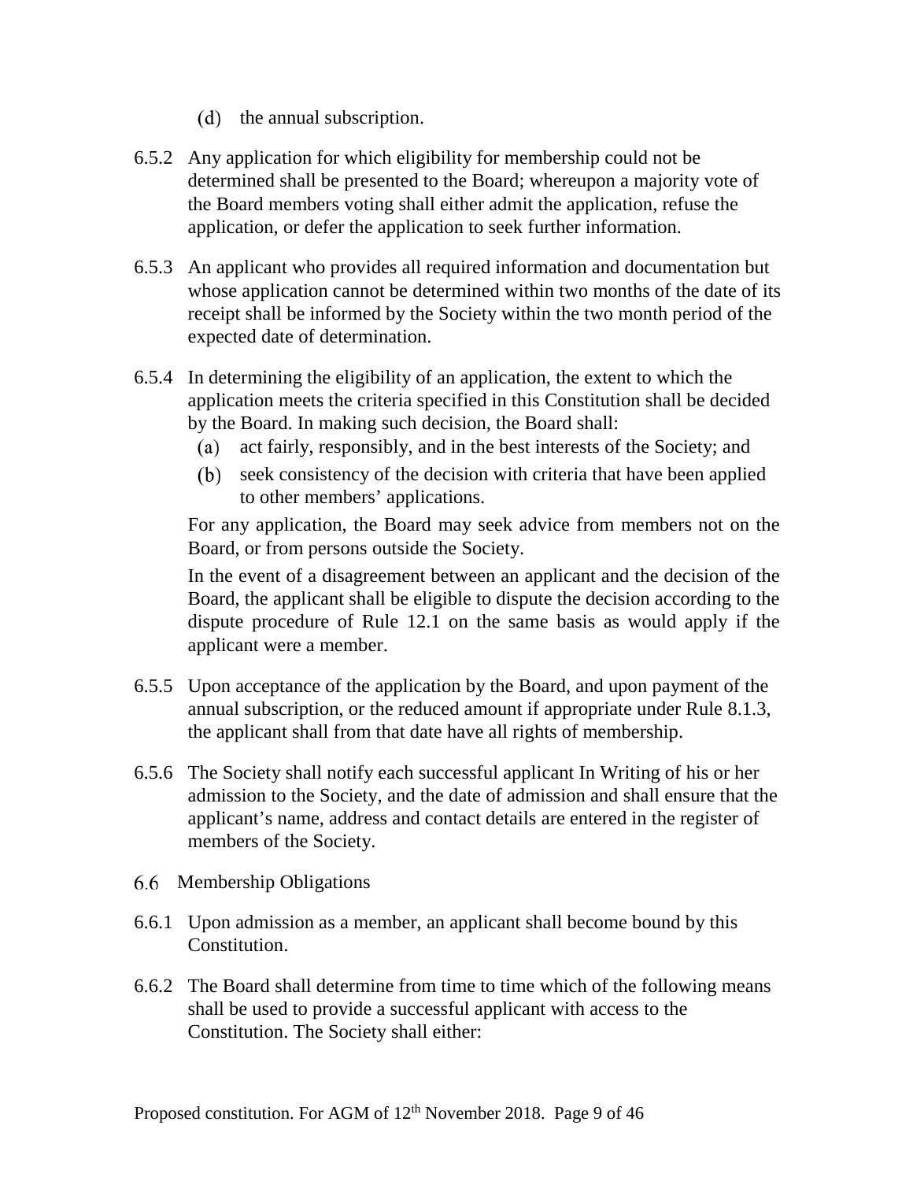(d) the annual subscription.

6.5.2 Any application for which eligibility for membership could not be determined shall be presented to the Board; whereupon a majority vote of the Board members voting shall either admit the application, refuse the application, or defer the application to seek further information.

6.5.3 An applicant who provides all required information and documentation but whose application cannot be determined within two months of the date of its receipt shall be informed by the Society within the two month period of the expected date of determination.

6.5.4 In determining the eligibility of an application, the extent to which the application meets the criteria specified in this Constitution shall be decided by the Board. In making such decision, the Board shall:

(a) act fairly, responsibly, and in the best interests of the Society; and

(b) seek consistency of the decision with criteria that have been applied to other members' applications.

For any application, the Board may seek advice from members not on the Board, or from persons outside the Society.

In the event of a disagreement between an applicant and the decision of the Board, the applicant shall be eligible to dispute the decision according to the dispute procedure of Rule 12.1 on the same basis as would apply if the applicant were a member.

6.5.5 Upon acceptance of the application by the Board, and upon payment of the annual subscription, or the reduced amount if appropriate under Rule 8.1.3, the applicant shall from that date have all rights of membership.

6.5.6 The Society shall notify each successful applicant In Writing of his or her admission to the Society, and the date of admission and shall ensure that the applicant's name, address and contact details are entered in the register of members of the Society.

## 6.6 Membership Obligations

6.6.1 Upon admission as a member, an applicant shall become bound by this Constitution.

6.6.2 The Board shall determine from time to time which of the following means shall be used to provide a successful applicant with access to the Constitution. The Society shall either: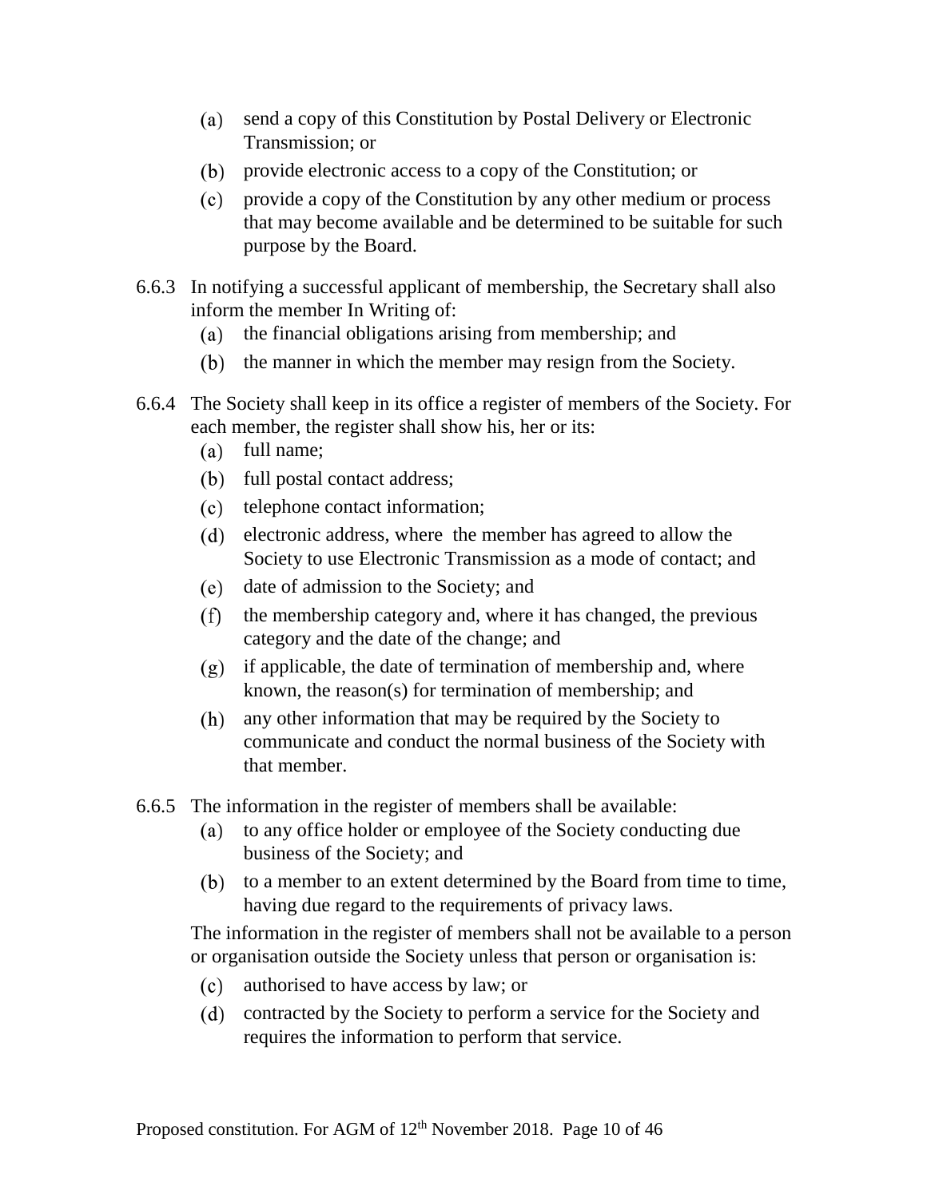(a) send a copy of this Constitution by Postal Delivery or Electronic Transmission; or

(b) provide electronic access to a copy of the Constitution; or

(c) provide a copy of the Constitution by any other medium or process that may become available and be determined to be suitable for such purpose by the Board.

6.6.3 In notifying a successful applicant of membership, the Secretary shall also inform the member In Writing of:

(a) the financial obligations arising from membership; and

(b) the manner in which the member may resign from the Society.

6.6.4 The Society shall keep in its office a register of members of the Society. For each member, the register shall show his, her or its:

(a) full name;

(b) full postal contact address;

(c) telephone contact information;

(d) electronic address, where the member has agreed to allow the Society to use Electronic Transmission as a mode of contact; and

(e) date of admission to the Society; and

(f) the membership category and, where it has changed, the previous category and the date of the change; and

(g) if applicable, the date of termination of membership and, where known, the reason(s) for termination of membership; and

(h) any other information that may be required by the Society to communicate and conduct the normal business of the Society with that member.

6.6.5 The information in the register of members shall be available:

(a) to any office holder or employee of the Society conducting due business of the Society; and

(b) to a member to an extent determined by the Board from time to time, having due regard to the requirements of privacy laws.

The information in the register of members shall not be available to a person or organisation outside the Society unless that person or organisation is:

(c) authorised to have access by law; or

(d) contracted by the Society to perform a service for the Society and requires the information to perform that service.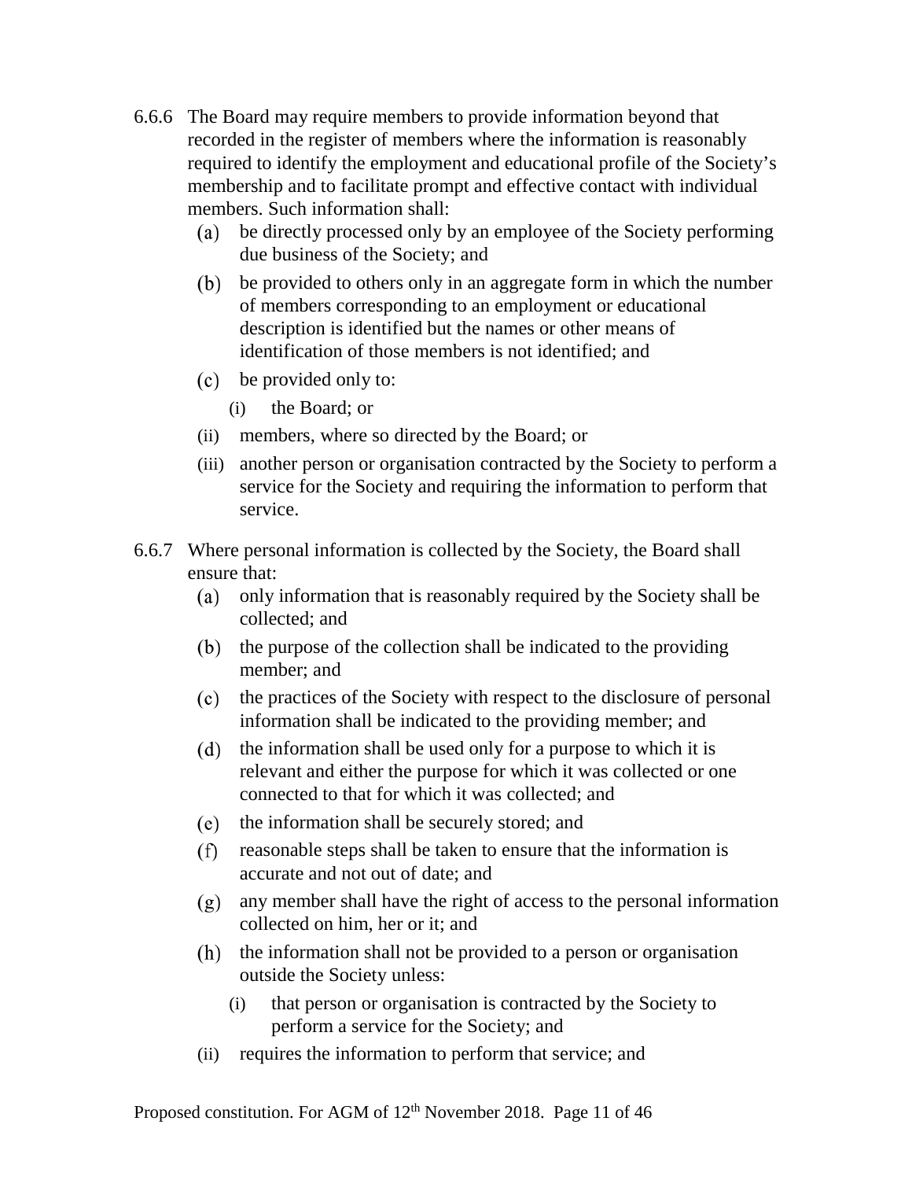6.6.6 The Board may require members to provide information beyond that recorded in the register of members where the information is reasonably required to identify the employment and educational profile of the Society's membership and to facilitate prompt and effective contact with individual members. Such information shall:

(a) be directly processed only by an employee of the Society performing due business of the Society; and

(b) be provided to others only in an aggregate form in which the number of members corresponding to an employment or educational description is identified but the names or other means of identification of those members is not identified; and

(c) be provided only to:

(i) the Board; or

(ii) members, where so directed by the Board; or

(iii) another person or organisation contracted by the Society to perform a service for the Society and requiring the information to perform that service.

6.6.7 Where personal information is collected by the Society, the Board shall ensure that:

(a) only information that is reasonably required by the Society shall be collected; and

(b) the purpose of the collection shall be indicated to the providing member; and

(c) the practices of the Society with respect to the disclosure of personal information shall be indicated to the providing member; and

(d) the information shall be used only for a purpose to which it is relevant and either the purpose for which it was collected or one connected to that for which it was collected; and

(e) the information shall be securely stored; and

(f) reasonable steps shall be taken to ensure that the information is accurate and not out of date; and

(g) any member shall have the right of access to the personal information collected on him, her or it; and

(h) the information shall not be provided to a person or organisation outside the Society unless:

(i) that person or organisation is contracted by the Society to perform a service for the Society; and

(ii) requires the information to perform that service; and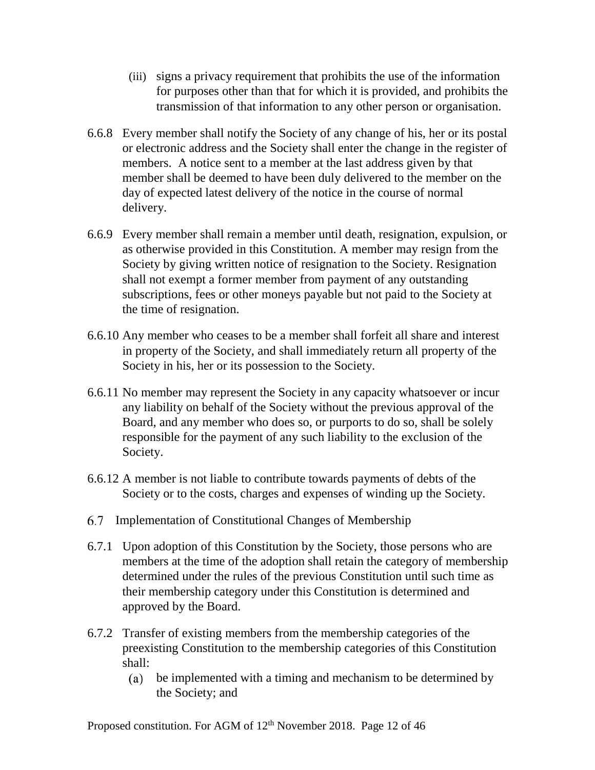(iii) signs a privacy requirement that prohibits the use of the information for purposes other than that for which it is provided, and prohibits the transmission of that information to any other person or organisation.

6.6.8 Every member shall notify the Society of any change of his, her or its postal or electronic address and the Society shall enter the change in the register of members. A notice sent to a member at the last address given by that member shall be deemed to have been duly delivered to the member on the day of expected latest delivery of the notice in the course of normal delivery.

6.6.9 Every member shall remain a member until death, resignation, expulsion, or as otherwise provided in this Constitution. A member may resign from the Society by giving written notice of resignation to the Society. Resignation shall not exempt a former member from payment of any outstanding subscriptions, fees or other moneys payable but not paid to the Society at the time of resignation.

6.6.10 Any member who ceases to be a member shall forfeit all share and interest in property of the Society, and shall immediately return all property of the Society in his, her or its possession to the Society.

6.6.11 No member may represent the Society in any capacity whatsoever or incur any liability on behalf of the Society without the previous approval of the Board, and any member who does so, or purports to do so, shall be solely responsible for the payment of any such liability to the exclusion of the Society.

6.6.12 A member is not liable to contribute towards payments of debts of the Society or to the costs, charges and expenses of winding up the Society.

6.7 Implementation of Constitutional Changes of Membership

6.7.1 Upon adoption of this Constitution by the Society, those persons who are members at the time of the adoption shall retain the category of membership determined under the rules of the previous Constitution until such time as their membership category under this Constitution is determined and approved by the Board.

6.7.2 Transfer of existing members from the membership categories of the preexisting Constitution to the membership categories of this Constitution shall:

(a) be implemented with a timing and mechanism to be determined by the Society; and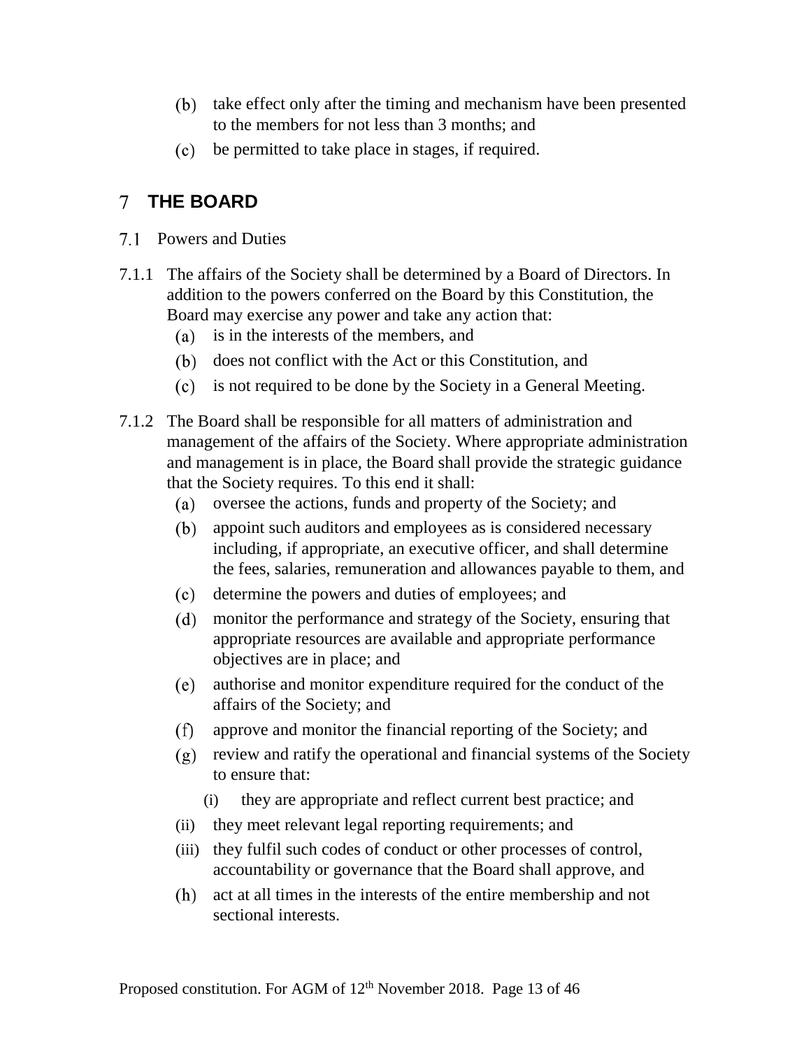(b) take effect only after the timing and mechanism have been presented to the members for not less than 3 months; and

(c) be permitted to take place in stages, if required.

# 7 THE BOARD

## 7.1 Powers and Duties

7.1.1 The affairs of the Society shall be determined by a Board of Directors. In addition to the powers conferred on the Board by this Constitution, the Board may exercise any power and take any action that:

(a) is in the interests of the members, and

(b) does not conflict with the Act or this Constitution, and

(c) is not required to be done by the Society in a General Meeting.

7.1.2 The Board shall be responsible for all matters of administration and management of the affairs of the Society. Where appropriate administration and management is in place, the Board shall provide the strategic guidance that the Society requires. To this end it shall:

(a) oversee the actions, funds and property of the Society; and

(b) appoint such auditors and employees as is considered necessary including, if appropriate, an executive officer, and shall determine the fees, salaries, remuneration and allowances payable to them, and

(c) determine the powers and duties of employees; and

(d) monitor the performance and strategy of the Society, ensuring that appropriate resources are available and appropriate performance objectives are in place; and

(e) authorise and monitor expenditure required for the conduct of the affairs of the Society; and

(f) approve and monitor the financial reporting of the Society; and

(g) review and ratify the operational and financial systems of the Society to ensure that:

   (i) they are appropriate and reflect current best practice; and

   (ii) they meet relevant legal reporting requirements; and

   (iii) they fulfil such codes of conduct or other processes of control, accountability or governance that the Board shall approve, and

(h) act at all times in the interests of the entire membership and not sectional interests.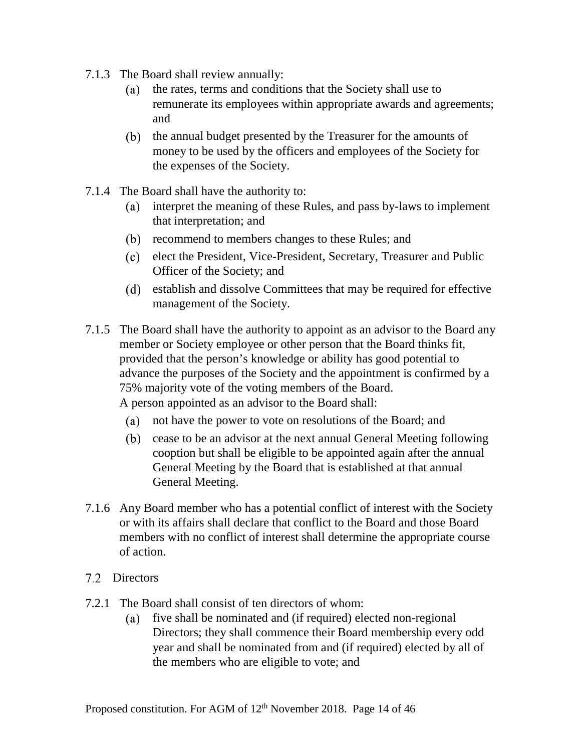7.1.3 The Board shall review annually:

(a) the rates, terms and conditions that the Society shall use to remunerate its employees within appropriate awards and agreements; and

(b) the annual budget presented by the Treasurer for the amounts of money to be used by the officers and employees of the Society for the expenses of the Society.

7.1.4 The Board shall have the authority to:

(a) interpret the meaning of these Rules, and pass by-laws to implement that interpretation; and

(b) recommend to members changes to these Rules; and

(c) elect the President, Vice-President, Secretary, Treasurer and Public Officer of the Society; and

(d) establish and dissolve Committees that may be required for effective management of the Society.

7.1.5 The Board shall have the authority to appoint as an advisor to the Board any member or Society employee or other person that the Board thinks fit, provided that the person's knowledge or ability has good potential to advance the purposes of the Society and the appointment is confirmed by a 75% majority vote of the voting members of the Board.
A person appointed as an advisor to the Board shall:

(a) not have the power to vote on resolutions of the Board; and

(b) cease to be an advisor at the next annual General Meeting following cooption but shall be eligible to be appointed again after the annual General Meeting by the Board that is established at that annual General Meeting.

7.1.6 Any Board member who has a potential conflict of interest with the Society or with its affairs shall declare that conflict to the Board and those Board members with no conflict of interest shall determine the appropriate course of action.

## 7.2 Directors

7.2.1 The Board shall consist of ten directors of whom:

(a) five shall be nominated and (if required) elected non-regional Directors; they shall commence their Board membership every odd year and shall be nominated from and (if required) elected by all of the members who are eligible to vote; and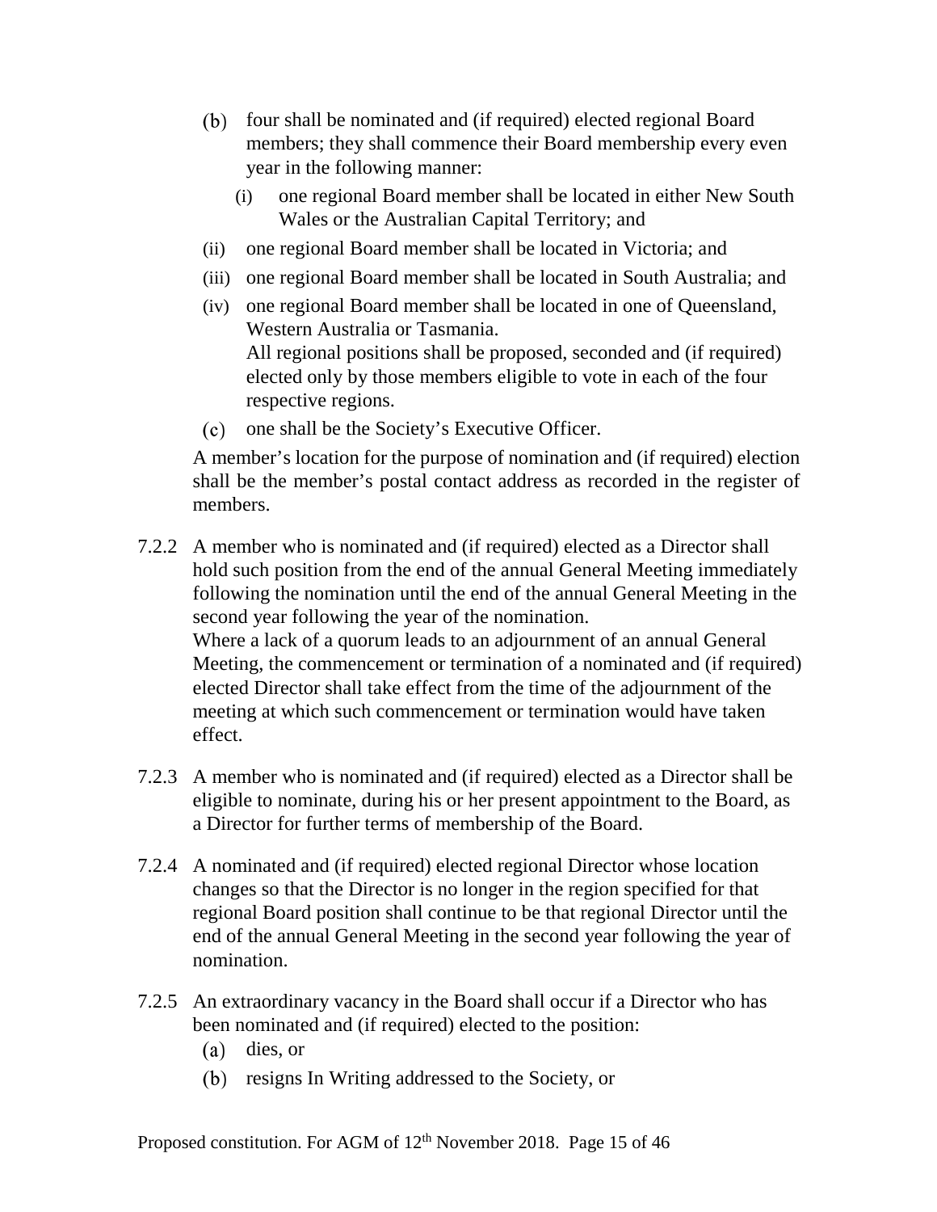(b) four shall be nominated and (if required) elected regional Board members; they shall commence their Board membership every even year in the following manner:

   (i) one regional Board member shall be located in either New South Wales or the Australian Capital Territory; and

   (ii) one regional Board member shall be located in Victoria; and

   (iii) one regional Board member shall be located in South Australia; and

   (iv) one regional Board member shall be located in one of Queensland, Western Australia or Tasmania.
   All regional positions shall be proposed, seconded and (if required) elected only by those members eligible to vote in each of the four respective regions.

(c) one shall be the Society's Executive Officer.

A member's location for the purpose of nomination and (if required) election shall be the member's postal contact address as recorded in the register of members.

7.2.2 A member who is nominated and (if required) elected as a Director shall hold such position from the end of the annual General Meeting immediately following the nomination until the end of the annual General Meeting in the second year following the year of the nomination.
Where a lack of a quorum leads to an adjournment of an annual General Meeting, the commencement or termination of a nominated and (if required) elected Director shall take effect from the time of the adjournment of the meeting at which such commencement or termination would have taken effect.

7.2.3 A member who is nominated and (if required) elected as a Director shall be eligible to nominate, during his or her present appointment to the Board, as a Director for further terms of membership of the Board.

7.2.4 A nominated and (if required) elected regional Director whose location changes so that the Director is no longer in the region specified for that regional Board position shall continue to be that regional Director until the end of the annual General Meeting in the second year following the year of nomination.

7.2.5 An extraordinary vacancy in the Board shall occur if a Director who has been nominated and (if required) elected to the position:

   (a) dies, or

   (b) resigns In Writing addressed to the Society, or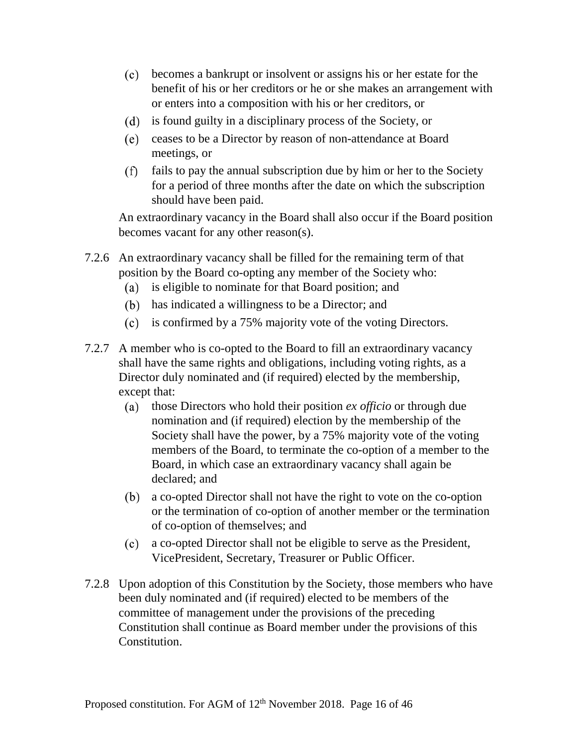(c) becomes a bankrupt or insolvent or assigns his or her estate for the benefit of his or her creditors or he or she makes an arrangement with or enters into a composition with his or her creditors, or

(d) is found guilty in a disciplinary process of the Society, or

(e) ceases to be a Director by reason of non-attendance at Board meetings, or

(f) fails to pay the annual subscription due by him or her to the Society for a period of three months after the date on which the subscription should have been paid.

An extraordinary vacancy in the Board shall also occur if the Board position becomes vacant for any other reason(s).

7.2.6 An extraordinary vacancy shall be filled for the remaining term of that position by the Board co-opting any member of the Society who:

(a) is eligible to nominate for that Board position; and

(b) has indicated a willingness to be a Director; and

(c) is confirmed by a 75% majority vote of the voting Directors.

7.2.7 A member who is co-opted to the Board to fill an extraordinary vacancy shall have the same rights and obligations, including voting rights, as a Director duly nominated and (if required) elected by the membership, except that:

(a) those Directors who hold their position *ex officio* or through due nomination and (if required) election by the membership of the Society shall have the power, by a 75% majority vote of the voting members of the Board, to terminate the co-option of a member to the Board, in which case an extraordinary vacancy shall again be declared; and

(b) a co-opted Director shall not have the right to vote on the co-option or the termination of co-option of another member or the termination of co-option of themselves; and

(c) a co-opted Director shall not be eligible to serve as the President, VicePresident, Secretary, Treasurer or Public Officer.

7.2.8 Upon adoption of this Constitution by the Society, those members who have been duly nominated and (if required) elected to be members of the committee of management under the provisions of the preceding Constitution shall continue as Board member under the provisions of this Constitution.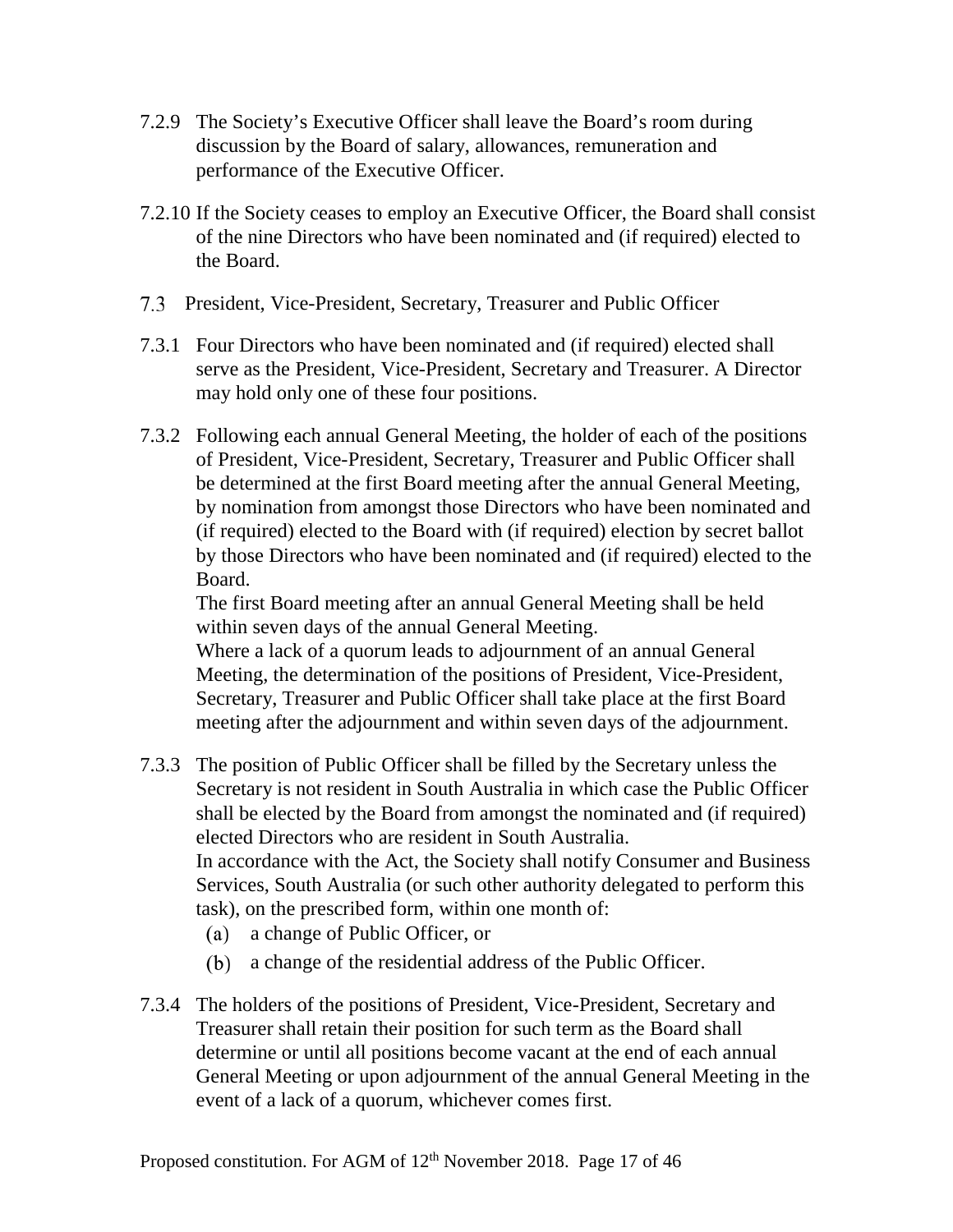7.2.9 The Society's Executive Officer shall leave the Board's room during discussion by the Board of salary, allowances, remuneration and performance of the Executive Officer.

7.2.10 If the Society ceases to employ an Executive Officer, the Board shall consist of the nine Directors who have been nominated and (if required) elected to the Board.

### 7.3 President, Vice-President, Secretary, Treasurer and Public Officer

7.3.1 Four Directors who have been nominated and (if required) elected shall serve as the President, Vice-President, Secretary and Treasurer. A Director may hold only one of these four positions.

7.3.2 Following each annual General Meeting, the holder of each of the positions of President, Vice-President, Secretary, Treasurer and Public Officer shall be determined at the first Board meeting after the annual General Meeting, by nomination from amongst those Directors who have been nominated and (if required) elected to the Board with (if required) election by secret ballot by those Directors who have been nominated and (if required) elected to the Board.
The first Board meeting after an annual General Meeting shall be held within seven days of the annual General Meeting.
Where a lack of a quorum leads to adjournment of an annual General Meeting, the determination of the positions of President, Vice-President, Secretary, Treasurer and Public Officer shall take place at the first Board meeting after the adjournment and within seven days of the adjournment.

7.3.3 The position of Public Officer shall be filled by the Secretary unless the Secretary is not resident in South Australia in which case the Public Officer shall be elected by the Board from amongst the nominated and (if required) elected Directors who are resident in South Australia.
In accordance with the Act, the Society shall notify Consumer and Business Services, South Australia (or such other authority delegated to perform this task), on the prescribed form, within one month of:

(a) a change of Public Officer, or

(b) a change of the residential address of the Public Officer.

7.3.4 The holders of the positions of President, Vice-President, Secretary and Treasurer shall retain their position for such term as the Board shall determine or until all positions become vacant at the end of each annual General Meeting or upon adjournment of the annual General Meeting in the event of a lack of a quorum, whichever comes first.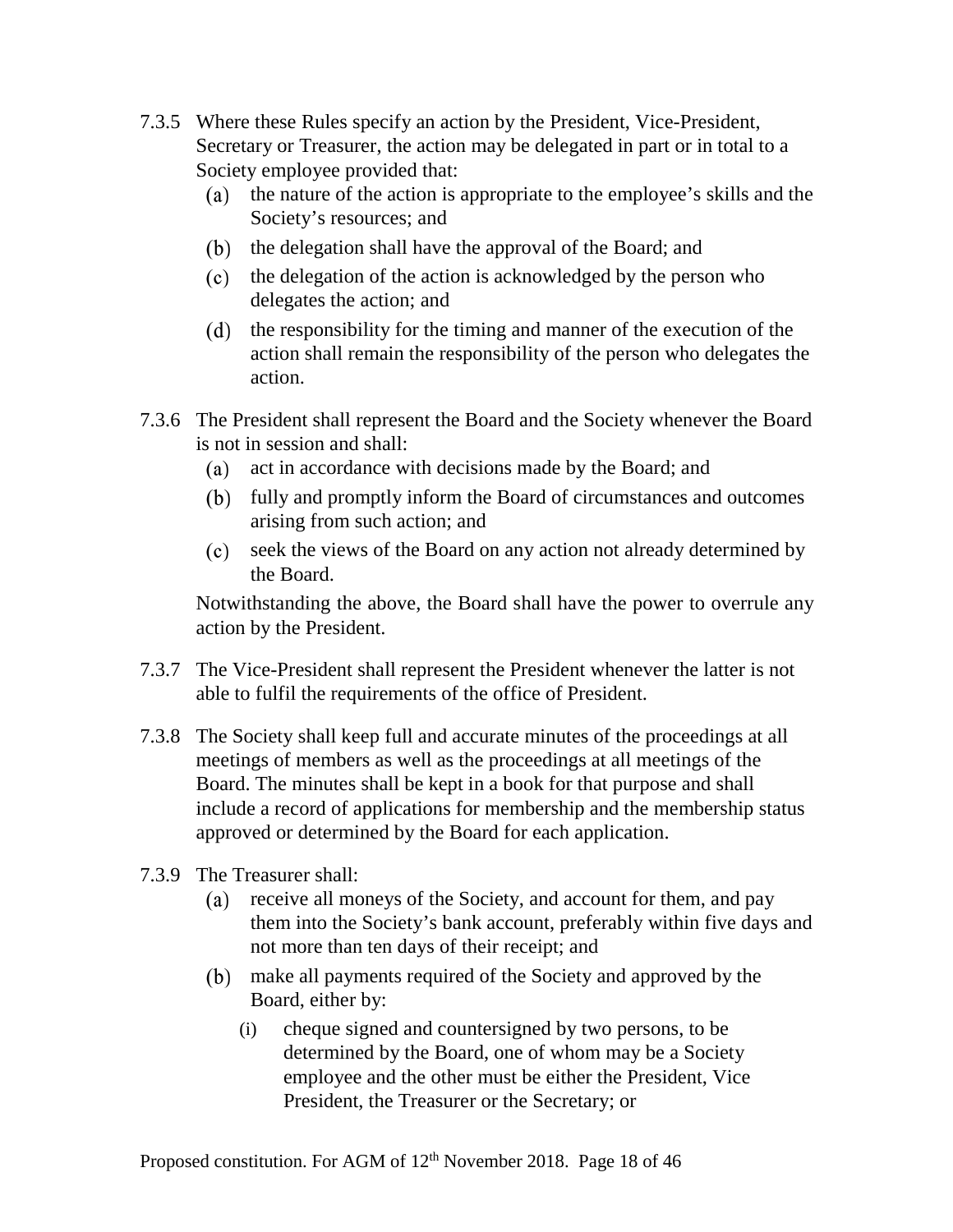7.3.5 Where these Rules specify an action by the President, Vice-President, Secretary or Treasurer, the action may be delegated in part or in total to a Society employee provided that:

  (a) the nature of the action is appropriate to the employee's skills and the Society's resources; and

  (b) the delegation shall have the approval of the Board; and

  (c) the delegation of the action is acknowledged by the person who delegates the action; and

  (d) the responsibility for the timing and manner of the execution of the action shall remain the responsibility of the person who delegates the action.

7.3.6 The President shall represent the Board and the Society whenever the Board is not in session and shall:

  (a) act in accordance with decisions made by the Board; and

  (b) fully and promptly inform the Board of circumstances and outcomes arising from such action; and

  (c) seek the views of the Board on any action not already determined by the Board.

  Notwithstanding the above, the Board shall have the power to overrule any action by the President.

7.3.7 The Vice-President shall represent the President whenever the latter is not able to fulfil the requirements of the office of President.

7.3.8 The Society shall keep full and accurate minutes of the proceedings at all meetings of members as well as the proceedings at all meetings of the Board. The minutes shall be kept in a book for that purpose and shall include a record of applications for membership and the membership status approved or determined by the Board for each application.

7.3.9 The Treasurer shall:

  (a) receive all moneys of the Society, and account for them, and pay them into the Society's bank account, preferably within five days and not more than ten days of their receipt; and

  (b) make all payments required of the Society and approved by the Board, either by:

    (i) cheque signed and countersigned by two persons, to be determined by the Board, one of whom may be a Society employee and the other must be either the President, Vice President, the Treasurer or the Secretary; or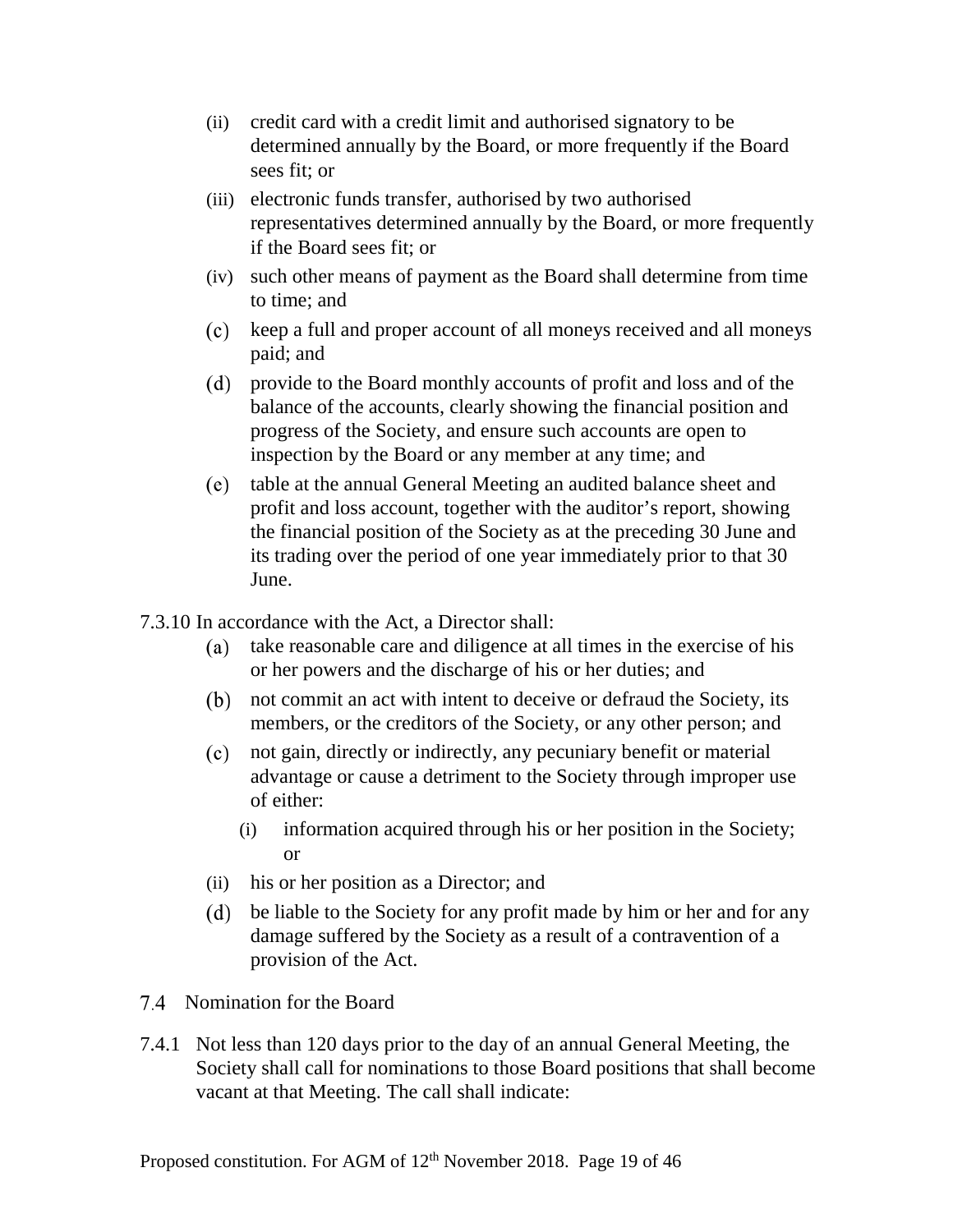(ii) credit card with a credit limit and authorised signatory to be determined annually by the Board, or more frequently if the Board sees fit; or

(iii) electronic funds transfer, authorised by two authorised representatives determined annually by the Board, or more frequently if the Board sees fit; or

(iv) such other means of payment as the Board shall determine from time to time; and

(c) keep a full and proper account of all moneys received and all moneys paid; and

(d) provide to the Board monthly accounts of profit and loss and of the balance of the accounts, clearly showing the financial position and progress of the Society, and ensure such accounts are open to inspection by the Board or any member at any time; and

(e) table at the annual General Meeting an audited balance sheet and profit and loss account, together with the auditor's report, showing the financial position of the Society as at the preceding 30 June and its trading over the period of one year immediately prior to that 30 June.

7.3.10 In accordance with the Act, a Director shall:

(a) take reasonable care and diligence at all times in the exercise of his or her powers and the discharge of his or her duties; and

(b) not commit an act with intent to deceive or defraud the Society, its members, or the creditors of the Society, or any other person; and

(c) not gain, directly or indirectly, any pecuniary benefit or material advantage or cause a detriment to the Society through improper use of either:

(i) information acquired through his or her position in the Society; or

(ii) his or her position as a Director; and

(d) be liable to the Society for any profit made by him or her and for any damage suffered by the Society as a result of a contravention of a provision of the Act.

## 7.4 Nomination for the Board

7.4.1 Not less than 120 days prior to the day of an annual General Meeting, the Society shall call for nominations to those Board positions that shall become vacant at that Meeting. The call shall indicate: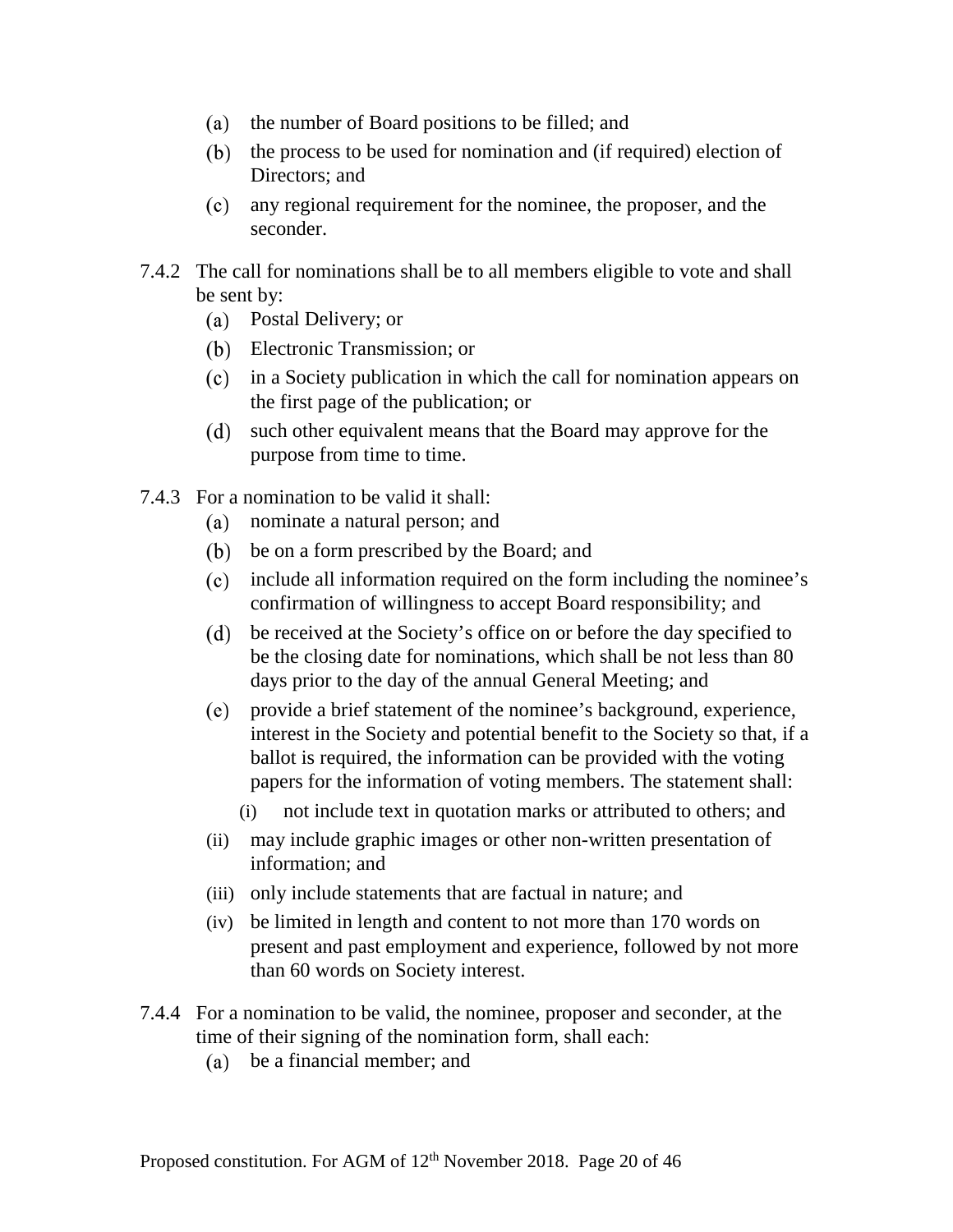(a) the number of Board positions to be filled; and

(b) the process to be used for nomination and (if required) election of Directors; and

(c) any regional requirement for the nominee, the proposer, and the seconder.

7.4.2 The call for nominations shall be to all members eligible to vote and shall be sent by:

(a) Postal Delivery; or

(b) Electronic Transmission; or

(c) in a Society publication in which the call for nomination appears on the first page of the publication; or

(d) such other equivalent means that the Board may approve for the purpose from time to time.

7.4.3 For a nomination to be valid it shall:

(a) nominate a natural person; and

(b) be on a form prescribed by the Board; and

(c) include all information required on the form including the nominee's confirmation of willingness to accept Board responsibility; and

(d) be received at the Society's office on or before the day specified to be the closing date for nominations, which shall be not less than 80 days prior to the day of the annual General Meeting; and

(e) provide a brief statement of the nominee's background, experience, interest in the Society and potential benefit to the Society so that, if a ballot is required, the information can be provided with the voting papers for the information of voting members. The statement shall:

(i) not include text in quotation marks or attributed to others; and

(ii) may include graphic images or other non-written presentation of information; and

(iii) only include statements that are factual in nature; and

(iv) be limited in length and content to not more than 170 words on present and past employment and experience, followed by not more than 60 words on Society interest.

7.4.4 For a nomination to be valid, the nominee, proposer and seconder, at the time of their signing of the nomination form, shall each:

(a) be a financial member; and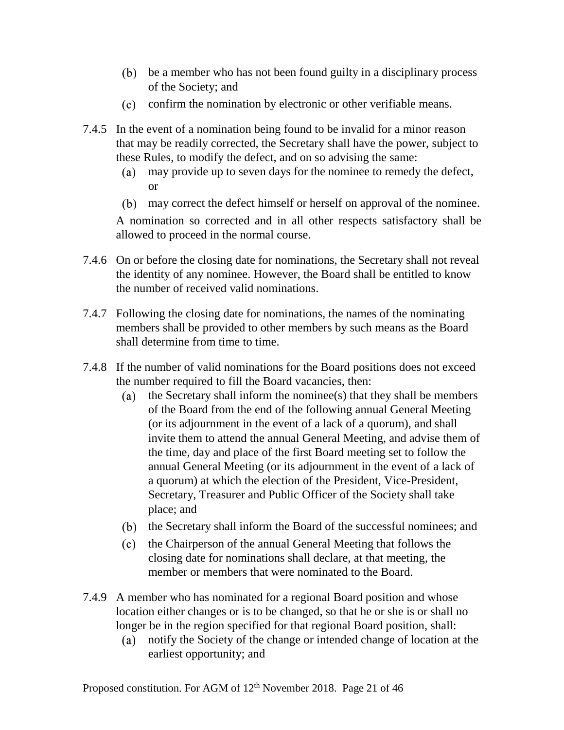(b) be a member who has not been found guilty in a disciplinary process of the Society; and

(c) confirm the nomination by electronic or other verifiable means.

7.4.5 In the event of a nomination being found to be invalid for a minor reason that may be readily corrected, the Secretary shall have the power, subject to these Rules, to modify the defect, and on so advising the same:

(a) may provide up to seven days for the nominee to remedy the defect, or

(b) may correct the defect himself or herself on approval of the nominee.

A nomination so corrected and in all other respects satisfactory shall be allowed to proceed in the normal course.

7.4.6 On or before the closing date for nominations, the Secretary shall not reveal the identity of any nominee. However, the Board shall be entitled to know the number of received valid nominations.

7.4.7 Following the closing date for nominations, the names of the nominating members shall be provided to other members by such means as the Board shall determine from time to time.

7.4.8 If the number of valid nominations for the Board positions does not exceed the number required to fill the Board vacancies, then:

(a) the Secretary shall inform the nominee(s) that they shall be members of the Board from the end of the following annual General Meeting (or its adjournment in the event of a lack of a quorum), and shall invite them to attend the annual General Meeting, and advise them of the time, day and place of the first Board meeting set to follow the annual General Meeting (or its adjournment in the event of a lack of a quorum) at which the election of the President, Vice-President, Secretary, Treasurer and Public Officer of the Society shall take place; and

(b) the Secretary shall inform the Board of the successful nominees; and

(c) the Chairperson of the annual General Meeting that follows the closing date for nominations shall declare, at that meeting, the member or members that were nominated to the Board.

7.4.9 A member who has nominated for a regional Board position and whose location either changes or is to be changed, so that he or she is or shall no longer be in the region specified for that regional Board position, shall:

(a) notify the Society of the change or intended change of location at the earliest opportunity; and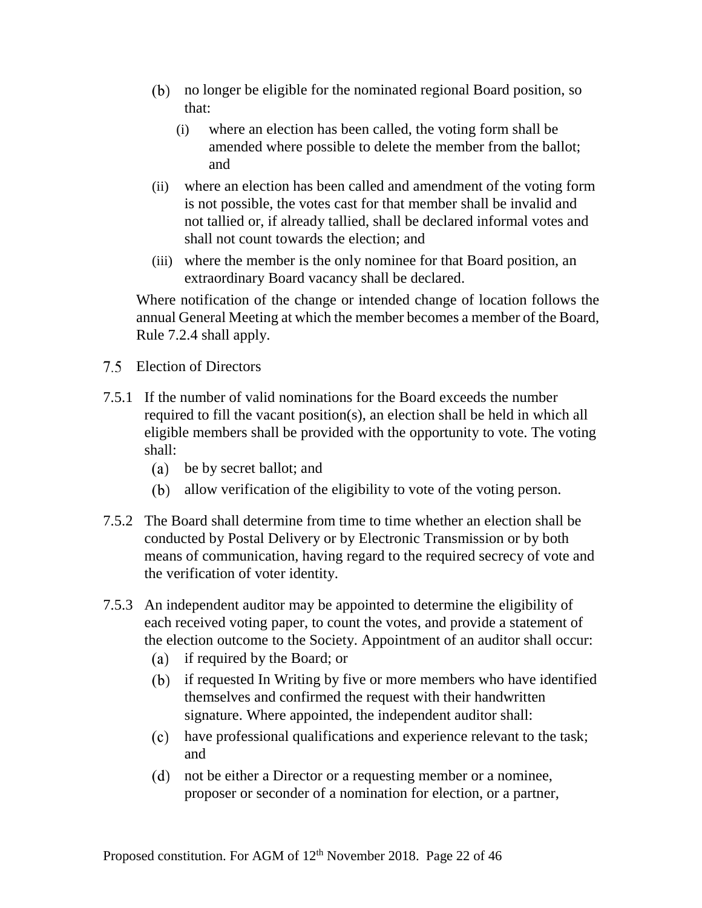(b) no longer be eligible for the nominated regional Board position, so that:

   (i) where an election has been called, the voting form shall be amended where possible to delete the member from the ballot; and

   (ii) where an election has been called and amendment of the voting form is not possible, the votes cast for that member shall be invalid and not tallied or, if already tallied, shall be declared informal votes and shall not count towards the election; and

   (iii) where the member is the only nominee for that Board position, an extraordinary Board vacancy shall be declared.

Where notification of the change or intended change of location follows the annual General Meeting at which the member becomes a member of the Board, Rule 7.2.4 shall apply.

7.5 Election of Directors

7.5.1 If the number of valid nominations for the Board exceeds the number required to fill the vacant position(s), an election shall be held in which all eligible members shall be provided with the opportunity to vote. The voting shall:

   (a) be by secret ballot; and

   (b) allow verification of the eligibility to vote of the voting person.

7.5.2 The Board shall determine from time to time whether an election shall be conducted by Postal Delivery or by Electronic Transmission or by both means of communication, having regard to the required secrecy of vote and the verification of voter identity.

7.5.3 An independent auditor may be appointed to determine the eligibility of each received voting paper, to count the votes, and provide a statement of the election outcome to the Society. Appointment of an auditor shall occur:

   (a) if required by the Board; or

   (b) if requested In Writing by five or more members who have identified themselves and confirmed the request with their handwritten signature. Where appointed, the independent auditor shall:

   (c) have professional qualifications and experience relevant to the task; and

   (d) not be either a Director or a requesting member or a nominee, proposer or seconder of a nomination for election, or a partner,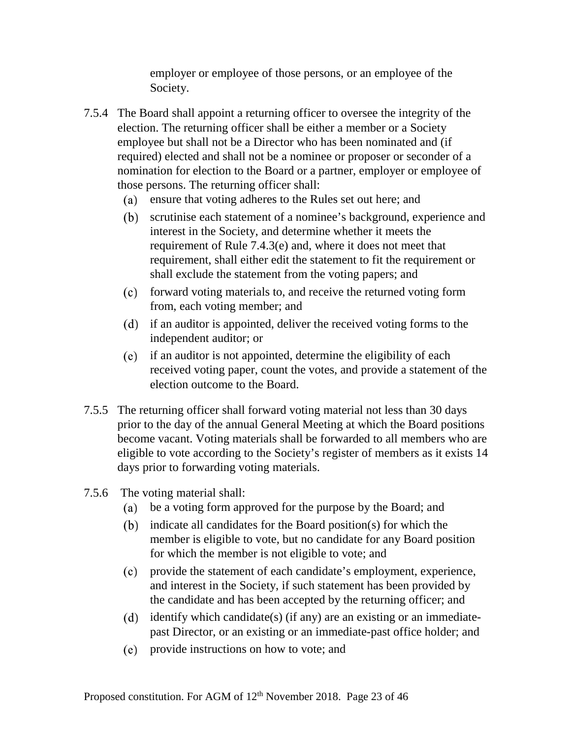employer or employee of those persons, or an employee of the Society.

7.5.4 The Board shall appoint a returning officer to oversee the integrity of the election. The returning officer shall be either a member or a Society employee but shall not be a Director who has been nominated and (if required) elected and shall not be a nominee or proposer or seconder of a nomination for election to the Board or a partner, employer or employee of those persons. The returning officer shall:

(a) ensure that voting adheres to the Rules set out here; and

(b) scrutinise each statement of a nominee's background, experience and interest in the Society, and determine whether it meets the requirement of Rule 7.4.3(e) and, where it does not meet that requirement, shall either edit the statement to fit the requirement or shall exclude the statement from the voting papers; and

(c) forward voting materials to, and receive the returned voting form from, each voting member; and

(d) if an auditor is appointed, deliver the received voting forms to the independent auditor; or

(e) if an auditor is not appointed, determine the eligibility of each received voting paper, count the votes, and provide a statement of the election outcome to the Board.

7.5.5 The returning officer shall forward voting material not less than 30 days prior to the day of the annual General Meeting at which the Board positions become vacant. Voting materials shall be forwarded to all members who are eligible to vote according to the Society's register of members as it exists 14 days prior to forwarding voting materials.

7.5.6 The voting material shall:

(a) be a voting form approved for the purpose by the Board; and

(b) indicate all candidates for the Board position(s) for which the member is eligible to vote, but no candidate for any Board position for which the member is not eligible to vote; and

(c) provide the statement of each candidate's employment, experience, and interest in the Society, if such statement has been provided by the candidate and has been accepted by the returning officer; and

(d) identify which candidate(s) (if any) are an existing or an immediate-past Director, or an existing or an immediate-past office holder; and

(e) provide instructions on how to vote; and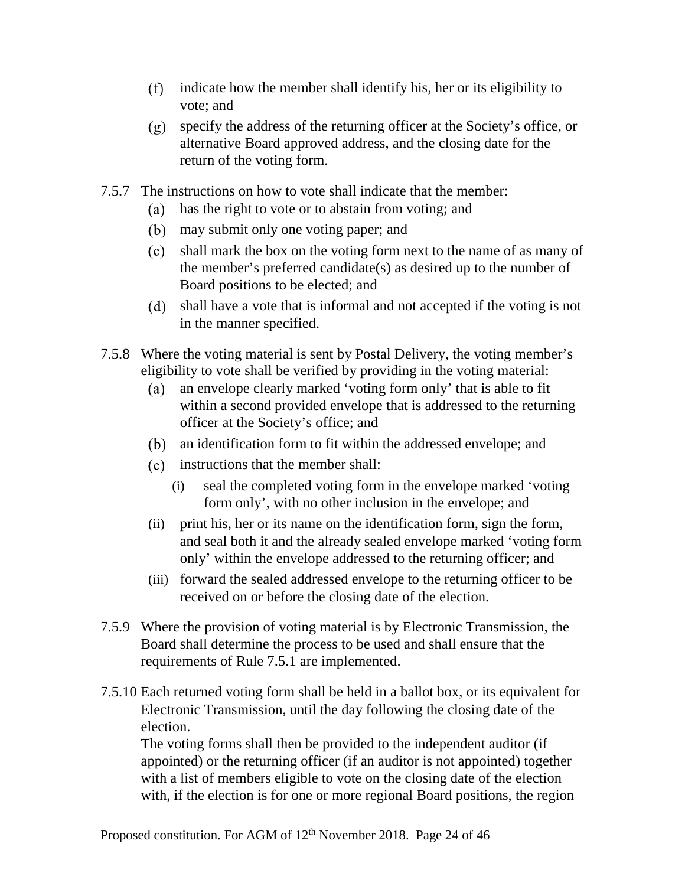(f) indicate how the member shall identify his, her or its eligibility to vote; and

(g) specify the address of the returning officer at the Society's office, or alternative Board approved address, and the closing date for the return of the voting form.

7.5.7 The instructions on how to vote shall indicate that the member:

(a) has the right to vote or to abstain from voting; and

(b) may submit only one voting paper; and

(c) shall mark the box on the voting form next to the name of as many of the member's preferred candidate(s) as desired up to the number of Board positions to be elected; and

(d) shall have a vote that is informal and not accepted if the voting is not in the manner specified.

7.5.8 Where the voting material is sent by Postal Delivery, the voting member's eligibility to vote shall be verified by providing in the voting material:

(a) an envelope clearly marked 'voting form only' that is able to fit within a second provided envelope that is addressed to the returning officer at the Society's office; and

(b) an identification form to fit within the addressed envelope; and

(c) instructions that the member shall:

(i) seal the completed voting form in the envelope marked 'voting form only', with no other inclusion in the envelope; and

(ii) print his, her or its name on the identification form, sign the form, and seal both it and the already sealed envelope marked 'voting form only' within the envelope addressed to the returning officer; and

(iii) forward the sealed addressed envelope to the returning officer to be received on or before the closing date of the election.

7.5.9 Where the provision of voting material is by Electronic Transmission, the Board shall determine the process to be used and shall ensure that the requirements of Rule 7.5.1 are implemented.

7.5.10 Each returned voting form shall be held in a ballot box, or its equivalent for Electronic Transmission, until the day following the closing date of the election.

The voting forms shall then be provided to the independent auditor (if appointed) or the returning officer (if an auditor is not appointed) together with a list of members eligible to vote on the closing date of the election with, if the election is for one or more regional Board positions, the region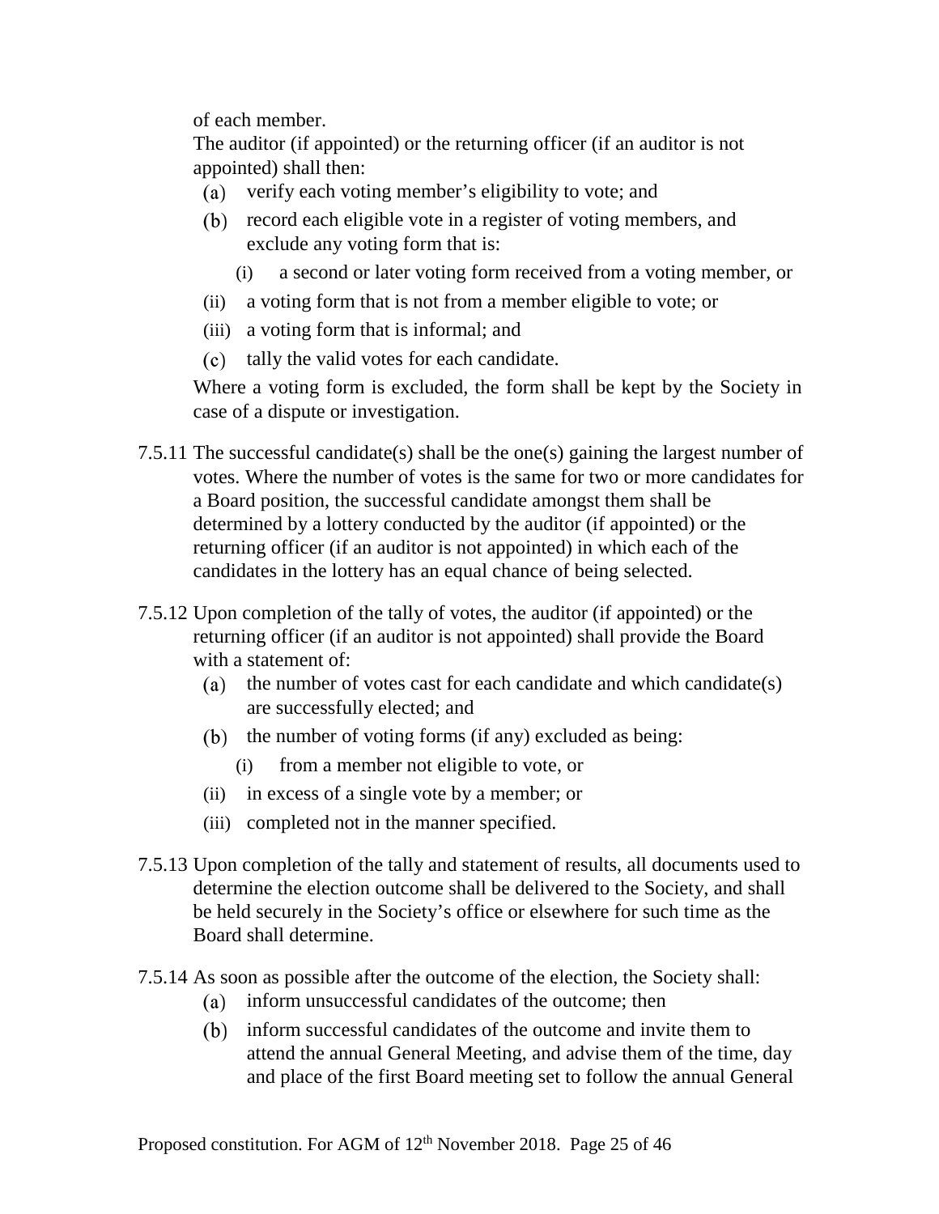of each member.

The auditor (if appointed) or the returning officer (if an auditor is not appointed) shall then:

(a) verify each voting member's eligibility to vote; and

(b) record each eligible vote in a register of voting members, and exclude any voting form that is:

  (i) a second or later voting form received from a voting member, or

  (ii) a voting form that is not from a member eligible to vote; or

  (iii) a voting form that is informal; and

(c) tally the valid votes for each candidate.

Where a voting form is excluded, the form shall be kept by the Society in case of a dispute or investigation.

7.5.11 The successful candidate(s) shall be the one(s) gaining the largest number of votes. Where the number of votes is the same for two or more candidates for a Board position, the successful candidate amongst them shall be determined by a lottery conducted by the auditor (if appointed) or the returning officer (if an auditor is not appointed) in which each of the candidates in the lottery has an equal chance of being selected.

7.5.12 Upon completion of the tally of votes, the auditor (if appointed) or the returning officer (if an auditor is not appointed) shall provide the Board with a statement of:

(a) the number of votes cast for each candidate and which candidate(s) are successfully elected; and

(b) the number of voting forms (if any) excluded as being:

  (i) from a member not eligible to vote, or

  (ii) in excess of a single vote by a member; or

  (iii) completed not in the manner specified.

7.5.13 Upon completion of the tally and statement of results, all documents used to determine the election outcome shall be delivered to the Society, and shall be held securely in the Society's office or elsewhere for such time as the Board shall determine.

7.5.14 As soon as possible after the outcome of the election, the Society shall:

(a) inform unsuccessful candidates of the outcome; then

(b) inform successful candidates of the outcome and invite them to attend the annual General Meeting, and advise them of the time, day and place of the first Board meeting set to follow the annual General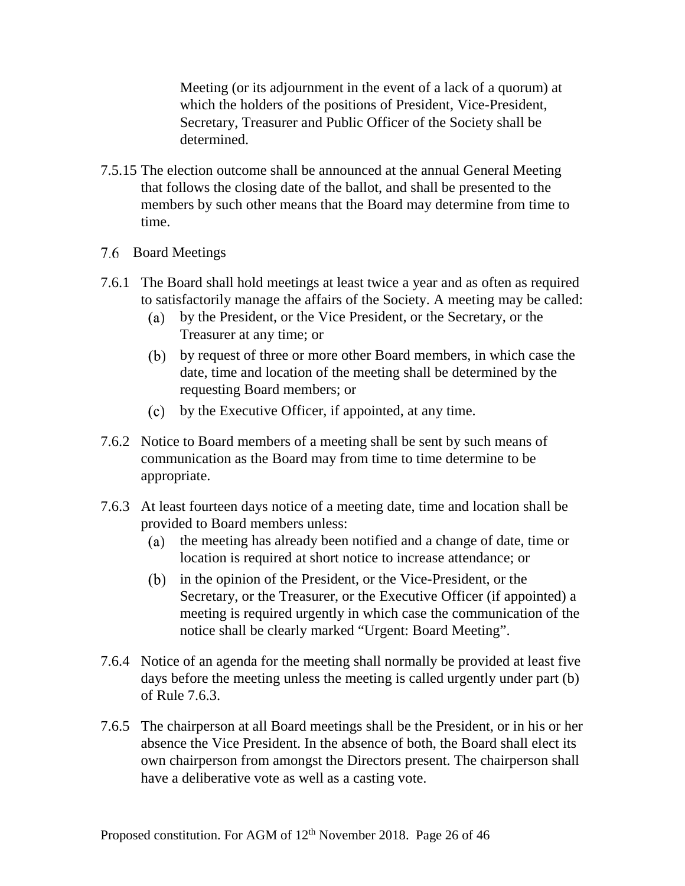Meeting (or its adjournment in the event of a lack of a quorum) at which the holders of the positions of President, Vice-President, Secretary, Treasurer and Public Officer of the Society shall be determined.

7.5.15 The election outcome shall be announced at the annual General Meeting that follows the closing date of the ballot, and shall be presented to the members by such other means that the Board may determine from time to time.

### 7.6 Board Meetings

7.6.1 The Board shall hold meetings at least twice a year and as often as required to satisfactorily manage the affairs of the Society. A meeting may be called:

(a) by the President, or the Vice President, or the Secretary, or the Treasurer at any time; or

(b) by request of three or more other Board members, in which case the date, time and location of the meeting shall be determined by the requesting Board members; or

(c) by the Executive Officer, if appointed, at any time.

7.6.2 Notice to Board members of a meeting shall be sent by such means of communication as the Board may from time to time determine to be appropriate.

7.6.3 At least fourteen days notice of a meeting date, time and location shall be provided to Board members unless:

(a) the meeting has already been notified and a change of date, time or location is required at short notice to increase attendance; or

(b) in the opinion of the President, or the Vice-President, or the Secretary, or the Treasurer, or the Executive Officer (if appointed) a meeting is required urgently in which case the communication of the notice shall be clearly marked "Urgent: Board Meeting".

7.6.4 Notice of an agenda for the meeting shall normally be provided at least five days before the meeting unless the meeting is called urgently under part (b) of Rule 7.6.3.

7.6.5 The chairperson at all Board meetings shall be the President, or in his or her absence the Vice President. In the absence of both, the Board shall elect its own chairperson from amongst the Directors present. The chairperson shall have a deliberative vote as well as a casting vote.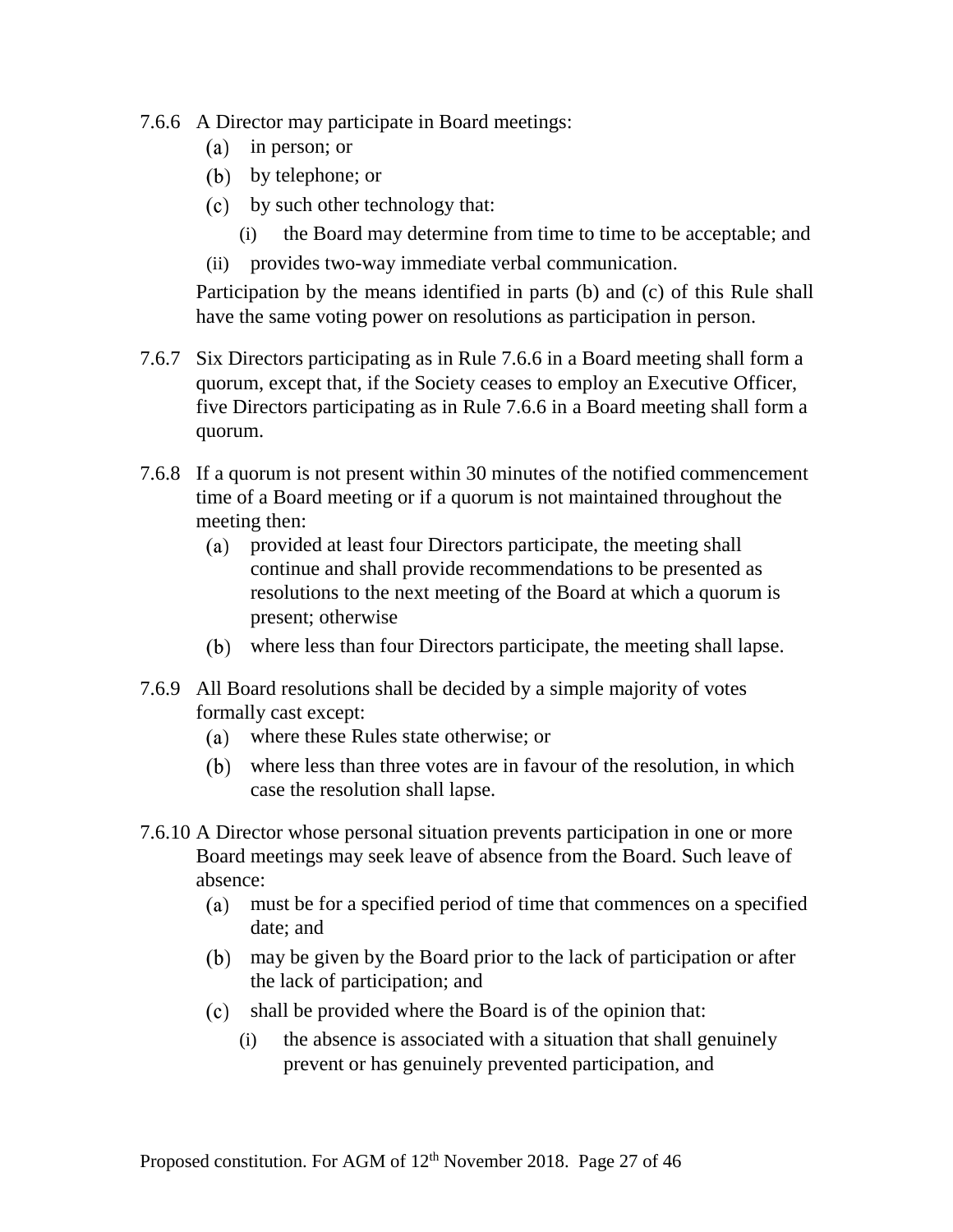7.6.6 A Director may participate in Board meetings:

(a) in person; or

(b) by telephone; or

(c) by such other technology that:

(i) the Board may determine from time to time to be acceptable; and

(ii) provides two-way immediate verbal communication.

Participation by the means identified in parts (b) and (c) of this Rule shall have the same voting power on resolutions as participation in person.

7.6.7 Six Directors participating as in Rule 7.6.6 in a Board meeting shall form a quorum, except that, if the Society ceases to employ an Executive Officer, five Directors participating as in Rule 7.6.6 in a Board meeting shall form a quorum.

7.6.8 If a quorum is not present within 30 minutes of the notified commencement time of a Board meeting or if a quorum is not maintained throughout the meeting then:

(a) provided at least four Directors participate, the meeting shall continue and shall provide recommendations to be presented as resolutions to the next meeting of the Board at which a quorum is present; otherwise

(b) where less than four Directors participate, the meeting shall lapse.

7.6.9 All Board resolutions shall be decided by a simple majority of votes formally cast except:

(a) where these Rules state otherwise; or

(b) where less than three votes are in favour of the resolution, in which case the resolution shall lapse.

7.6.10 A Director whose personal situation prevents participation in one or more Board meetings may seek leave of absence from the Board. Such leave of absence:

(a) must be for a specified period of time that commences on a specified date; and

(b) may be given by the Board prior to the lack of participation or after the lack of participation; and

(c) shall be provided where the Board is of the opinion that:

(i) the absence is associated with a situation that shall genuinely prevent or has genuinely prevented participation, and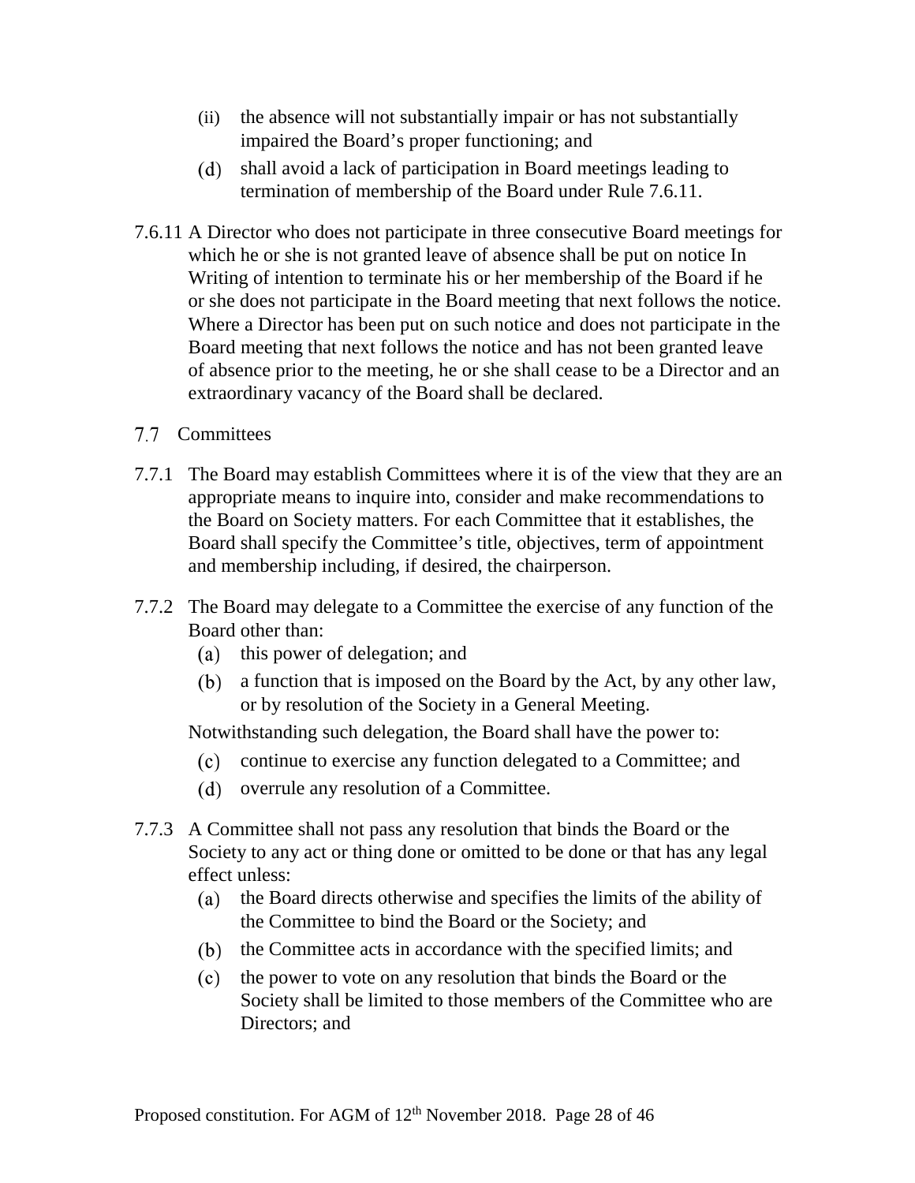(ii) the absence will not substantially impair or has not substantially impaired the Board's proper functioning; and

(d) shall avoid a lack of participation in Board meetings leading to termination of membership of the Board under Rule 7.6.11.

7.6.11 A Director who does not participate in three consecutive Board meetings for which he or she is not granted leave of absence shall be put on notice In Writing of intention to terminate his or her membership of the Board if he or she does not participate in the Board meeting that next follows the notice. Where a Director has been put on such notice and does not participate in the Board meeting that next follows the notice and has not been granted leave of absence prior to the meeting, he or she shall cease to be a Director and an extraordinary vacancy of the Board shall be declared.

## 7.7 Committees

7.7.1 The Board may establish Committees where it is of the view that they are an appropriate means to inquire into, consider and make recommendations to the Board on Society matters. For each Committee that it establishes, the Board shall specify the Committee's title, objectives, term of appointment and membership including, if desired, the chairperson.

7.7.2 The Board may delegate to a Committee the exercise of any function of the Board other than:

(a) this power of delegation; and

(b) a function that is imposed on the Board by the Act, by any other law, or by resolution of the Society in a General Meeting.

Notwithstanding such delegation, the Board shall have the power to:

(c) continue to exercise any function delegated to a Committee; and

(d) overrule any resolution of a Committee.

7.7.3 A Committee shall not pass any resolution that binds the Board or the Society to any act or thing done or omitted to be done or that has any legal effect unless:

(a) the Board directs otherwise and specifies the limits of the ability of the Committee to bind the Board or the Society; and

(b) the Committee acts in accordance with the specified limits; and

(c) the power to vote on any resolution that binds the Board or the Society shall be limited to those members of the Committee who are Directors; and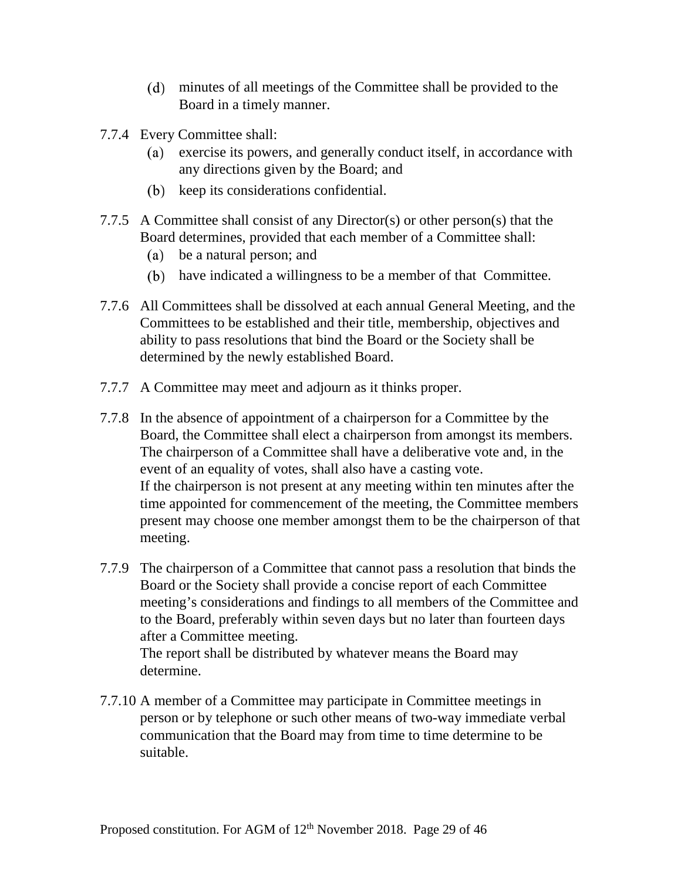(d) minutes of all meetings of the Committee shall be provided to the Board in a timely manner.

7.7.4 Every Committee shall:

(a) exercise its powers, and generally conduct itself, in accordance with any directions given by the Board; and

(b) keep its considerations confidential.

7.7.5 A Committee shall consist of any Director(s) or other person(s) that the Board determines, provided that each member of a Committee shall:

(a) be a natural person; and

(b) have indicated a willingness to be a member of that Committee.

7.7.6 All Committees shall be dissolved at each annual General Meeting, and the Committees to be established and their title, membership, objectives and ability to pass resolutions that bind the Board or the Society shall be determined by the newly established Board.

7.7.7 A Committee may meet and adjourn as it thinks proper.

7.7.8 In the absence of appointment of a chairperson for a Committee by the Board, the Committee shall elect a chairperson from amongst its members. The chairperson of a Committee shall have a deliberative vote and, in the event of an equality of votes, shall also have a casting vote.
If the chairperson is not present at any meeting within ten minutes after the time appointed for commencement of the meeting, the Committee members present may choose one member amongst them to be the chairperson of that meeting.

7.7.9 The chairperson of a Committee that cannot pass a resolution that binds the Board or the Society shall provide a concise report of each Committee meeting's considerations and findings to all members of the Committee and to the Board, preferably within seven days but no later than fourteen days after a Committee meeting.
The report shall be distributed by whatever means the Board may determine.

7.7.10 A member of a Committee may participate in Committee meetings in person or by telephone or such other means of two-way immediate verbal communication that the Board may from time to time determine to be suitable.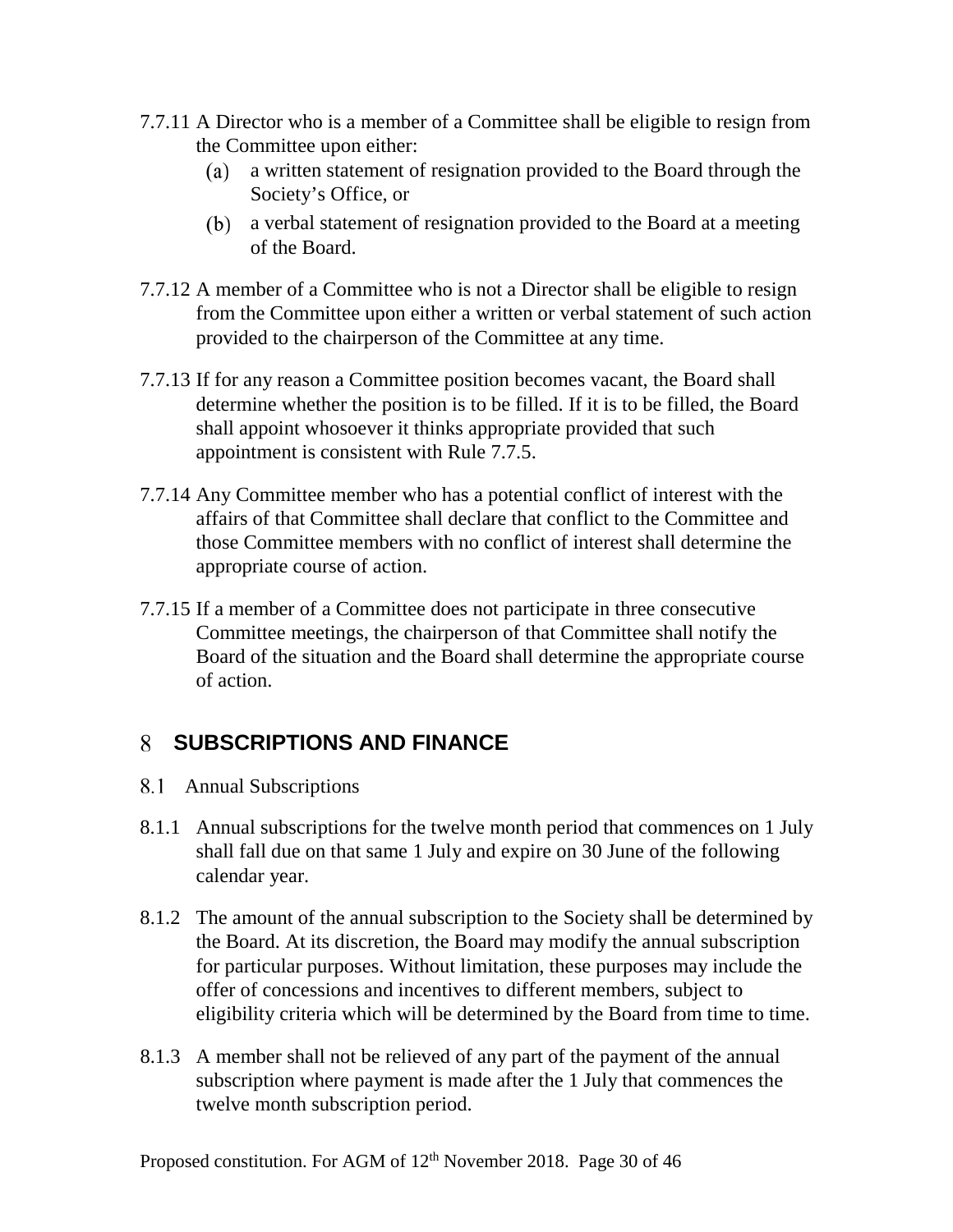7.7.11 A Director who is a member of a Committee shall be eligible to resign from the Committee upon either:

- (a) a written statement of resignation provided to the Board through the Society's Office, or
- (b) a verbal statement of resignation provided to the Board at a meeting of the Board.

7.7.12 A member of a Committee who is not a Director shall be eligible to resign from the Committee upon either a written or verbal statement of such action provided to the chairperson of the Committee at any time.

7.7.13 If for any reason a Committee position becomes vacant, the Board shall determine whether the position is to be filled. If it is to be filled, the Board shall appoint whosoever it thinks appropriate provided that such appointment is consistent with Rule 7.7.5.

7.7.14 Any Committee member who has a potential conflict of interest with the affairs of that Committee shall declare that conflict to the Committee and those Committee members with no conflict of interest shall determine the appropriate course of action.

7.7.15 If a member of a Committee does not participate in three consecutive Committee meetings, the chairperson of that Committee shall notify the Board of the situation and the Board shall determine the appropriate course of action.

# 8 SUBSCRIPTIONS AND FINANCE

## 8.1 Annual Subscriptions

8.1.1 Annual subscriptions for the twelve month period that commences on 1 July shall fall due on that same 1 July and expire on 30 June of the following calendar year.

8.1.2 The amount of the annual subscription to the Society shall be determined by the Board. At its discretion, the Board may modify the annual subscription for particular purposes. Without limitation, these purposes may include the offer of concessions and incentives to different members, subject to eligibility criteria which will be determined by the Board from time to time.

8.1.3 A member shall not be relieved of any part of the payment of the annual subscription where payment is made after the 1 July that commences the twelve month subscription period.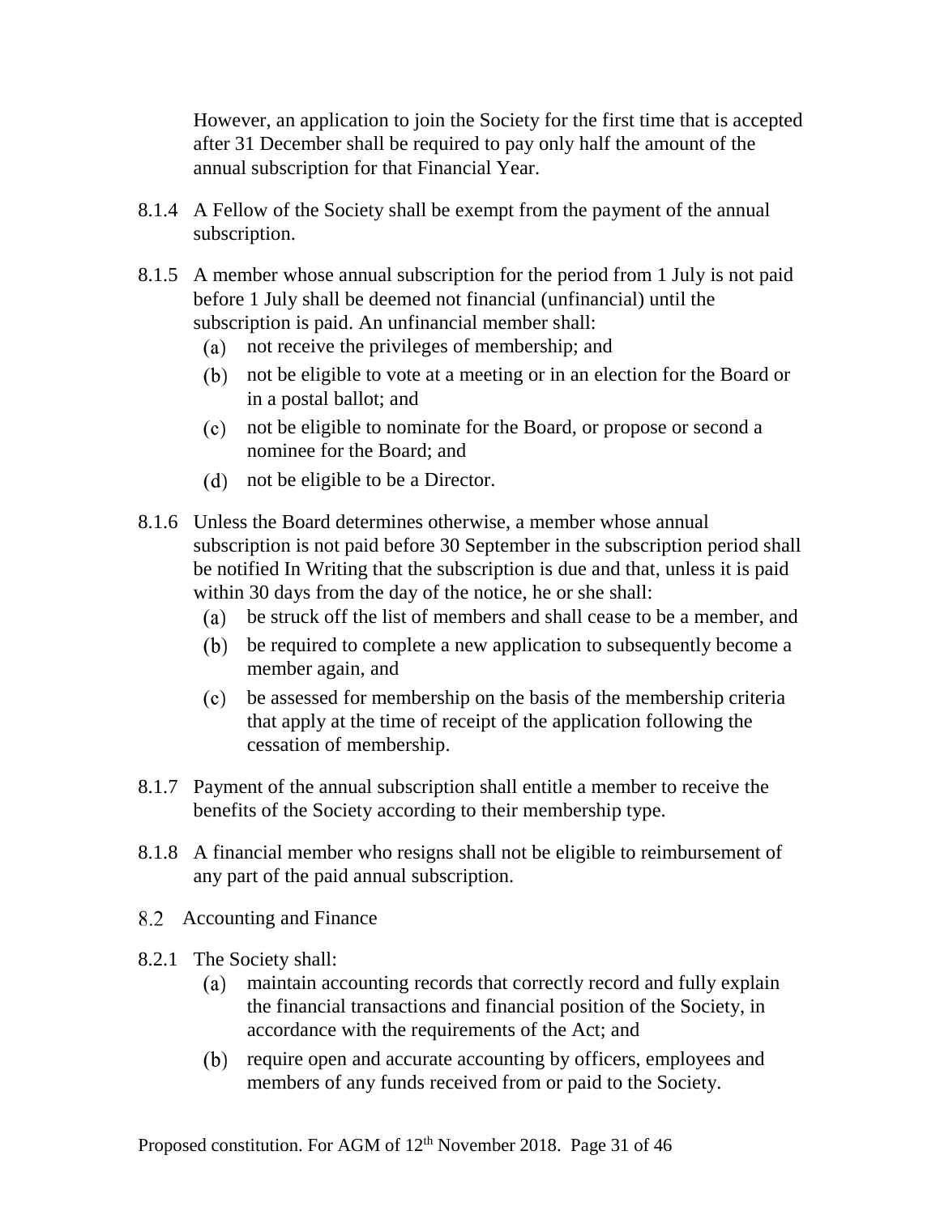However, an application to join the Society for the first time that is accepted after 31 December shall be required to pay only half the amount of the annual subscription for that Financial Year.

8.1.4 A Fellow of the Society shall be exempt from the payment of the annual subscription.

8.1.5 A member whose annual subscription for the period from 1 July is not paid before 1 July shall be deemed not financial (unfinancial) until the subscription is paid. An unfinancial member shall:

- (a) not receive the privileges of membership; and
- (b) not be eligible to vote at a meeting or in an election for the Board or in a postal ballot; and
- (c) not be eligible to nominate for the Board, or propose or second a nominee for the Board; and
- (d) not be eligible to be a Director.

8.1.6 Unless the Board determines otherwise, a member whose annual subscription is not paid before 30 September in the subscription period shall be notified In Writing that the subscription is due and that, unless it is paid within 30 days from the day of the notice, he or she shall:

- (a) be struck off the list of members and shall cease to be a member, and
- (b) be required to complete a new application to subsequently become a member again, and
- (c) be assessed for membership on the basis of the membership criteria that apply at the time of receipt of the application following the cessation of membership.

8.1.7 Payment of the annual subscription shall entitle a member to receive the benefits of the Society according to their membership type.

8.1.8 A financial member who resigns shall not be eligible to reimbursement of any part of the paid annual subscription.

## 8.2 Accounting and Finance

8.2.1 The Society shall:

- (a) maintain accounting records that correctly record and fully explain the financial transactions and financial position of the Society, in accordance with the requirements of the Act; and
- (b) require open and accurate accounting by officers, employees and members of any funds received from or paid to the Society.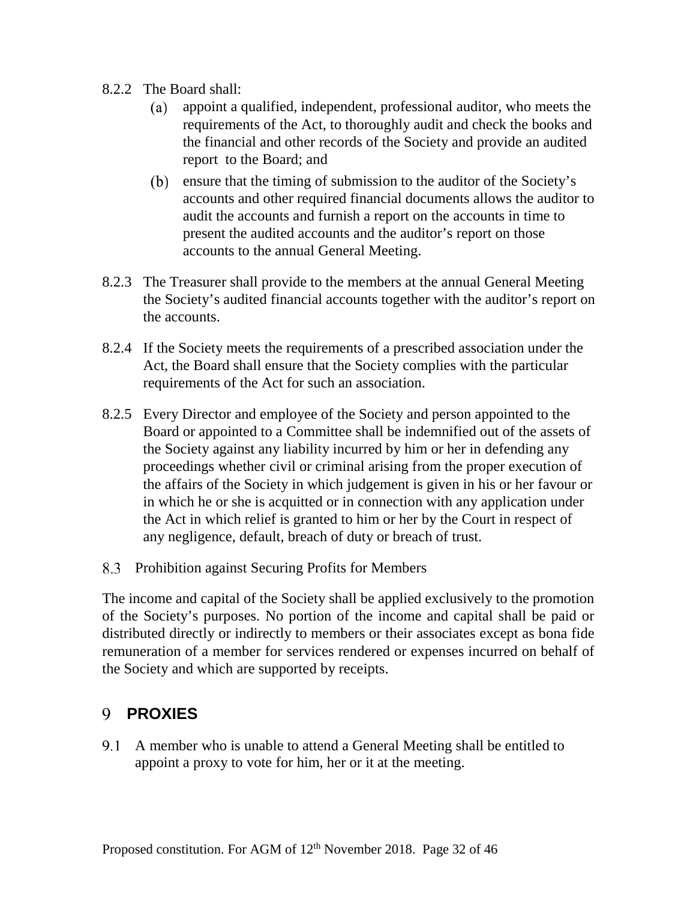8.2.2 The Board shall:

(a) appoint a qualified, independent, professional auditor, who meets the requirements of the Act, to thoroughly audit and check the books and the financial and other records of the Society and provide an audited report to the Board; and

(b) ensure that the timing of submission to the auditor of the Society's accounts and other required financial documents allows the auditor to audit the accounts and furnish a report on the accounts in time to present the audited accounts and the auditor's report on those accounts to the annual General Meeting.

8.2.3 The Treasurer shall provide to the members at the annual General Meeting the Society's audited financial accounts together with the auditor's report on the accounts.

8.2.4 If the Society meets the requirements of a prescribed association under the Act, the Board shall ensure that the Society complies with the particular requirements of the Act for such an association.

8.2.5 Every Director and employee of the Society and person appointed to the Board or appointed to a Committee shall be indemnified out of the assets of the Society against any liability incurred by him or her in defending any proceedings whether civil or criminal arising from the proper execution of the affairs of the Society in which judgement is given in his or her favour or in which he or she is acquitted or in connection with any application under the Act in which relief is granted to him or her by the Court in respect of any negligence, default, breach of duty or breach of trust.

### 8.3 Prohibition against Securing Profits for Members

The income and capital of the Society shall be applied exclusively to the promotion of the Society's purposes. No portion of the income and capital shall be paid or distributed directly or indirectly to members or their associates except as bona fide remuneration of a member for services rendered or expenses incurred on behalf of the Society and which are supported by receipts.

## 9 PROXIES

9.1 A member who is unable to attend a General Meeting shall be entitled to appoint a proxy to vote for him, her or it at the meeting.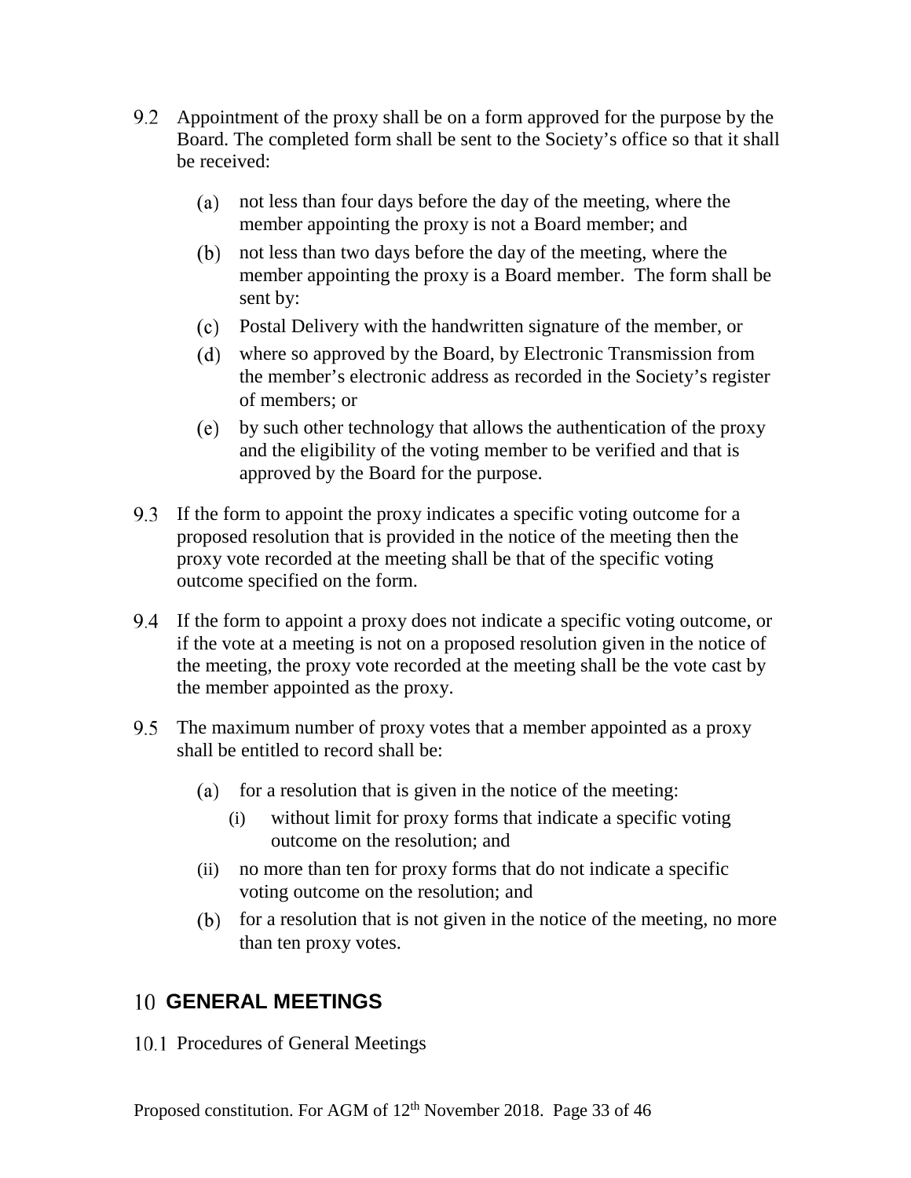9.2 Appointment of the proxy shall be on a form approved for the purpose by the Board. The completed form shall be sent to the Society's office so that it shall be received:

   (a) not less than four days before the day of the meeting, where the member appointing the proxy is not a Board member; and

   (b) not less than two days before the day of the meeting, where the member appointing the proxy is a Board member. The form shall be sent by:

   (c) Postal Delivery with the handwritten signature of the member, or

   (d) where so approved by the Board, by Electronic Transmission from the member's electronic address as recorded in the Society's register of members; or

   (e) by such other technology that allows the authentication of the proxy and the eligibility of the voting member to be verified and that is approved by the Board for the purpose.

9.3 If the form to appoint the proxy indicates a specific voting outcome for a proposed resolution that is provided in the notice of the meeting then the proxy vote recorded at the meeting shall be that of the specific voting outcome specified on the form.

9.4 If the form to appoint a proxy does not indicate a specific voting outcome, or if the vote at a meeting is not on a proposed resolution given in the notice of the meeting, the proxy vote recorded at the meeting shall be the vote cast by the member appointed as the proxy.

9.5 The maximum number of proxy votes that a member appointed as a proxy shall be entitled to record shall be:

   (a) for a resolution that is given in the notice of the meeting:

      (i) without limit for proxy forms that indicate a specific voting outcome on the resolution; and

   (ii) no more than ten for proxy forms that do not indicate a specific voting outcome on the resolution; and

   (b) for a resolution that is not given in the notice of the meeting, no more than ten proxy votes.

# 10 GENERAL MEETINGS

10.1 Procedures of General Meetings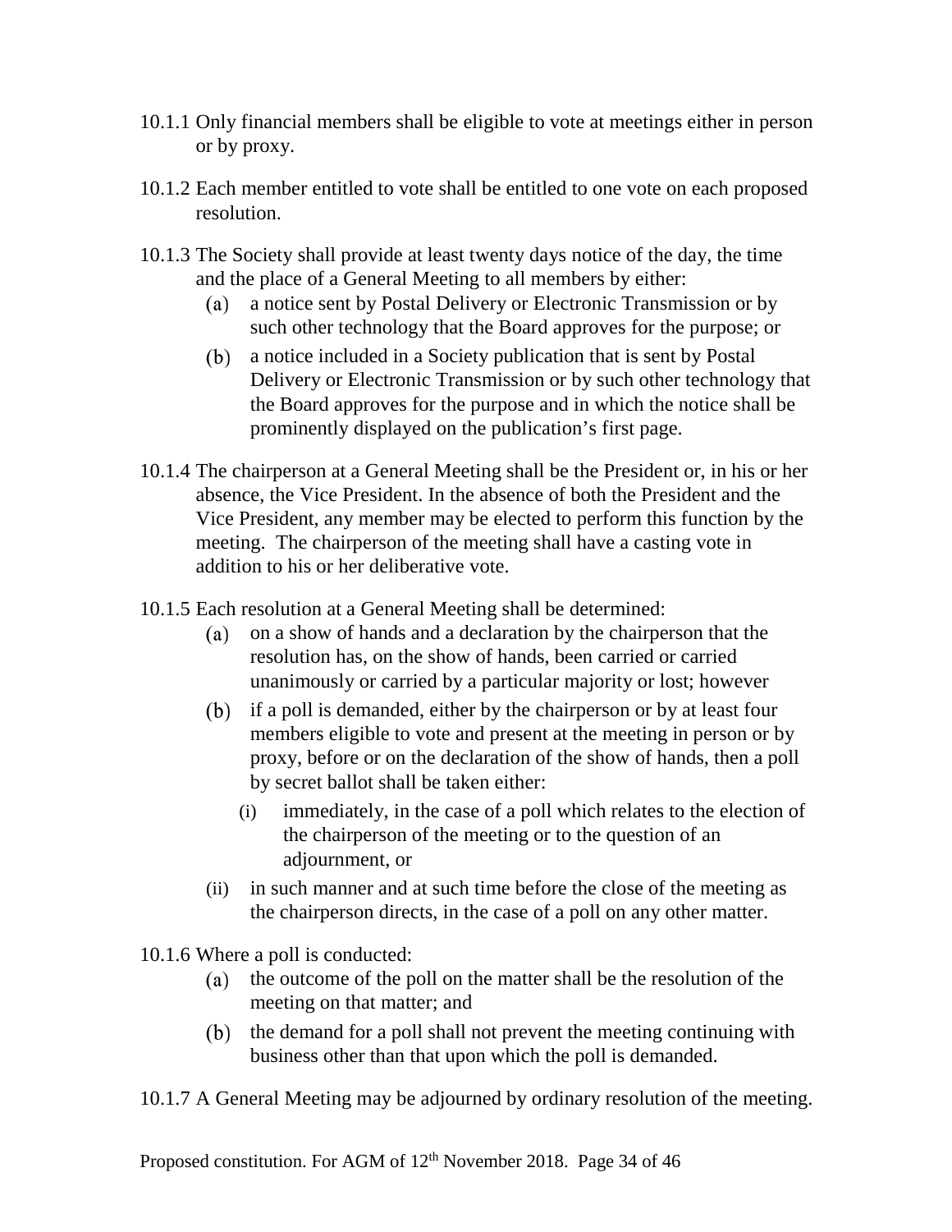10.1.1 Only financial members shall be eligible to vote at meetings either in person or by proxy.

10.1.2 Each member entitled to vote shall be entitled to one vote on each proposed resolution.

10.1.3 The Society shall provide at least twenty days notice of the day, the time and the place of a General Meeting to all members by either:

- (a) a notice sent by Postal Delivery or Electronic Transmission or by such other technology that the Board approves for the purpose; or
- (b) a notice included in a Society publication that is sent by Postal Delivery or Electronic Transmission or by such other technology that the Board approves for the purpose and in which the notice shall be prominently displayed on the publication's first page.

10.1.4 The chairperson at a General Meeting shall be the President or, in his or her absence, the Vice President. In the absence of both the President and the Vice President, any member may be elected to perform this function by the meeting. The chairperson of the meeting shall have a casting vote in addition to his or her deliberative vote.

10.1.5 Each resolution at a General Meeting shall be determined:

- (a) on a show of hands and a declaration by the chairperson that the resolution has, on the show of hands, been carried or carried unanimously or carried by a particular majority or lost; however
- (b) if a poll is demanded, either by the chairperson or by at least four members eligible to vote and present at the meeting in person or by proxy, before or on the declaration of the show of hands, then a poll by secret ballot shall be taken either:
  - (i) immediately, in the case of a poll which relates to the election of the chairperson of the meeting or to the question of an adjournment, or
  - (ii) in such manner and at such time before the close of the meeting as the chairperson directs, in the case of a poll on any other matter.

10.1.6 Where a poll is conducted:

- (a) the outcome of the poll on the matter shall be the resolution of the meeting on that matter; and
- (b) the demand for a poll shall not prevent the meeting continuing with business other than that upon which the poll is demanded.

10.1.7 A General Meeting may be adjourned by ordinary resolution of the meeting.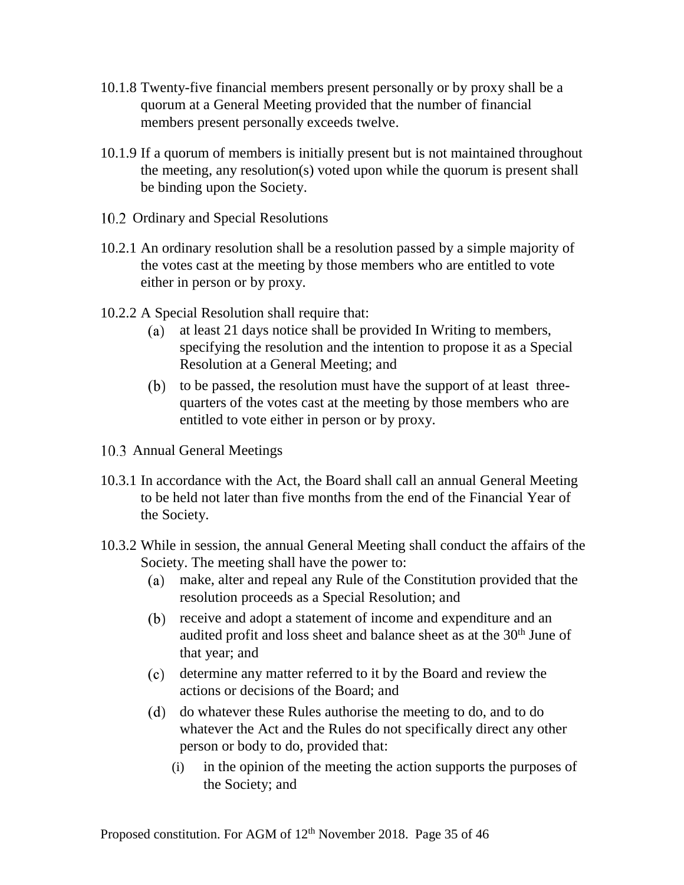10.1.8 Twenty-five financial members present personally or by proxy shall be a quorum at a General Meeting provided that the number of financial members present personally exceeds twelve.

10.1.9 If a quorum of members is initially present but is not maintained throughout the meeting, any resolution(s) voted upon while the quorum is present shall be binding upon the Society.

### 10.2 Ordinary and Special Resolutions

10.2.1 An ordinary resolution shall be a resolution passed by a simple majority of the votes cast at the meeting by those members who are entitled to vote either in person or by proxy.

10.2.2 A Special Resolution shall require that:

- (a) at least 21 days notice shall be provided In Writing to members, specifying the resolution and the intention to propose it as a Special Resolution at a General Meeting; and
- (b) to be passed, the resolution must have the support of at least three-quarters of the votes cast at the meeting by those members who are entitled to vote either in person or by proxy.

### 10.3 Annual General Meetings

10.3.1 In accordance with the Act, the Board shall call an annual General Meeting to be held not later than five months from the end of the Financial Year of the Society.

10.3.2 While in session, the annual General Meeting shall conduct the affairs of the Society. The meeting shall have the power to:

- (a) make, alter and repeal any Rule of the Constitution provided that the resolution proceeds as a Special Resolution; and
- (b) receive and adopt a statement of income and expenditure and an audited profit and loss sheet and balance sheet as at the 30th June of that year; and
- (c) determine any matter referred to it by the Board and review the actions or decisions of the Board; and
- (d) do whatever these Rules authorise the meeting to do, and to do whatever the Act and the Rules do not specifically direct any other person or body to do, provided that:
  - (i) in the opinion of the meeting the action supports the purposes of the Society; and

Proposed constitution. For AGM of 12th November 2018.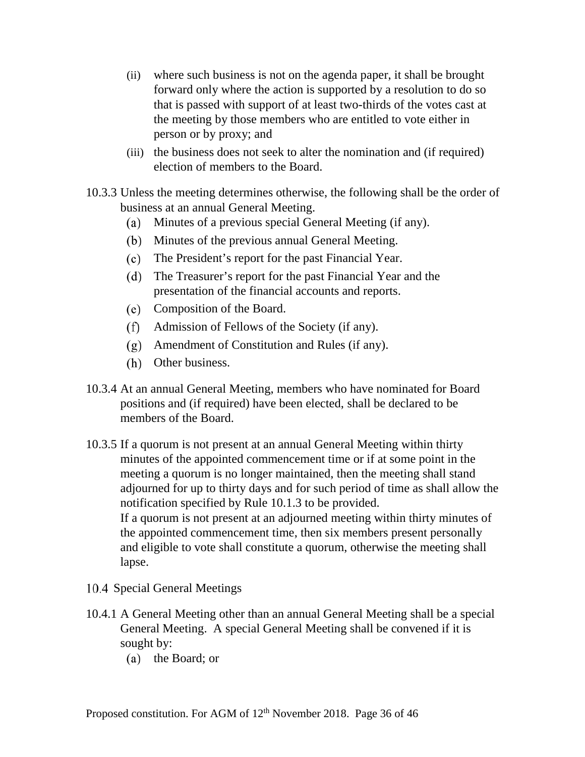(ii) where such business is not on the agenda paper, it shall be brought forward only where the action is supported by a resolution to do so that is passed with support of at least two-thirds of the votes cast at the meeting by those members who are entitled to vote either in person or by proxy; and

(iii) the business does not seek to alter the nomination and (if required) election of members to the Board.

10.3.3 Unless the meeting determines otherwise, the following shall be the order of business at an annual General Meeting.

(a) Minutes of a previous special General Meeting (if any).

(b) Minutes of the previous annual General Meeting.

(c) The President's report for the past Financial Year.

(d) The Treasurer's report for the past Financial Year and the presentation of the financial accounts and reports.

(e) Composition of the Board.

(f) Admission of Fellows of the Society (if any).

(g) Amendment of Constitution and Rules (if any).

(h) Other business.

10.3.4 At an annual General Meeting, members who have nominated for Board positions and (if required) have been elected, shall be declared to be members of the Board.

10.3.5 If a quorum is not present at an annual General Meeting within thirty minutes of the appointed commencement time or if at some point in the meeting a quorum is no longer maintained, then the meeting shall stand adjourned for up to thirty days and for such period of time as shall allow the notification specified by Rule 10.1.3 to be provided.
If a quorum is not present at an adjourned meeting within thirty minutes of the appointed commencement time, then six members present personally and eligible to vote shall constitute a quorum, otherwise the meeting shall lapse.

## 10.4 Special General Meetings

10.4.1 A General Meeting other than an annual General Meeting shall be a special General Meeting. A special General Meeting shall be convened if it is sought by:

(a) the Board; or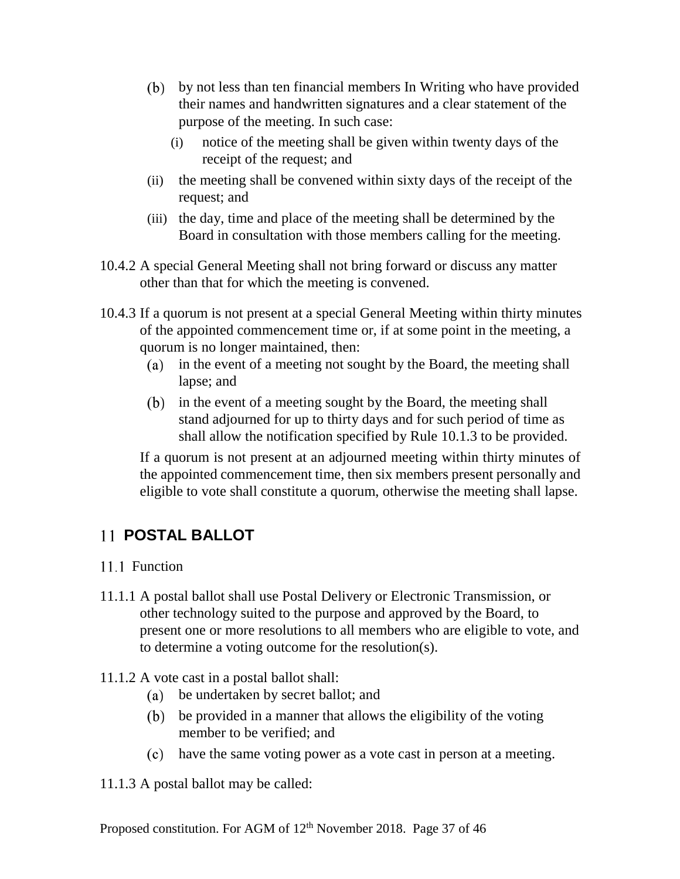(b) by not less than ten financial members In Writing who have provided their names and handwritten signatures and a clear statement of the purpose of the meeting. In such case:

    (i) notice of the meeting shall be given within twenty days of the receipt of the request; and

    (ii) the meeting shall be convened within sixty days of the receipt of the request; and

    (iii) the day, time and place of the meeting shall be determined by the Board in consultation with those members calling for the meeting.

10.4.2 A special General Meeting shall not bring forward or discuss any matter other than that for which the meeting is convened.

10.4.3 If a quorum is not present at a special General Meeting within thirty minutes of the appointed commencement time or, if at some point in the meeting, a quorum is no longer maintained, then:

(a) in the event of a meeting not sought by the Board, the meeting shall lapse; and

(b) in the event of a meeting sought by the Board, the meeting shall stand adjourned for up to thirty days and for such period of time as shall allow the notification specified by Rule 10.1.3 to be provided.

If a quorum is not present at an adjourned meeting within thirty minutes of the appointed commencement time, then six members present personally and eligible to vote shall constitute a quorum, otherwise the meeting shall lapse.

# 11 POSTAL BALLOT

## 11.1 Function

11.1.1 A postal ballot shall use Postal Delivery or Electronic Transmission, or other technology suited to the purpose and approved by the Board, to present one or more resolutions to all members who are eligible to vote, and to determine a voting outcome for the resolution(s).

11.1.2 A vote cast in a postal ballot shall:

(a) be undertaken by secret ballot; and

(b) be provided in a manner that allows the eligibility of the voting member to be verified; and

(c) have the same voting power as a vote cast in person at a meeting.

11.1.3 A postal ballot may be called: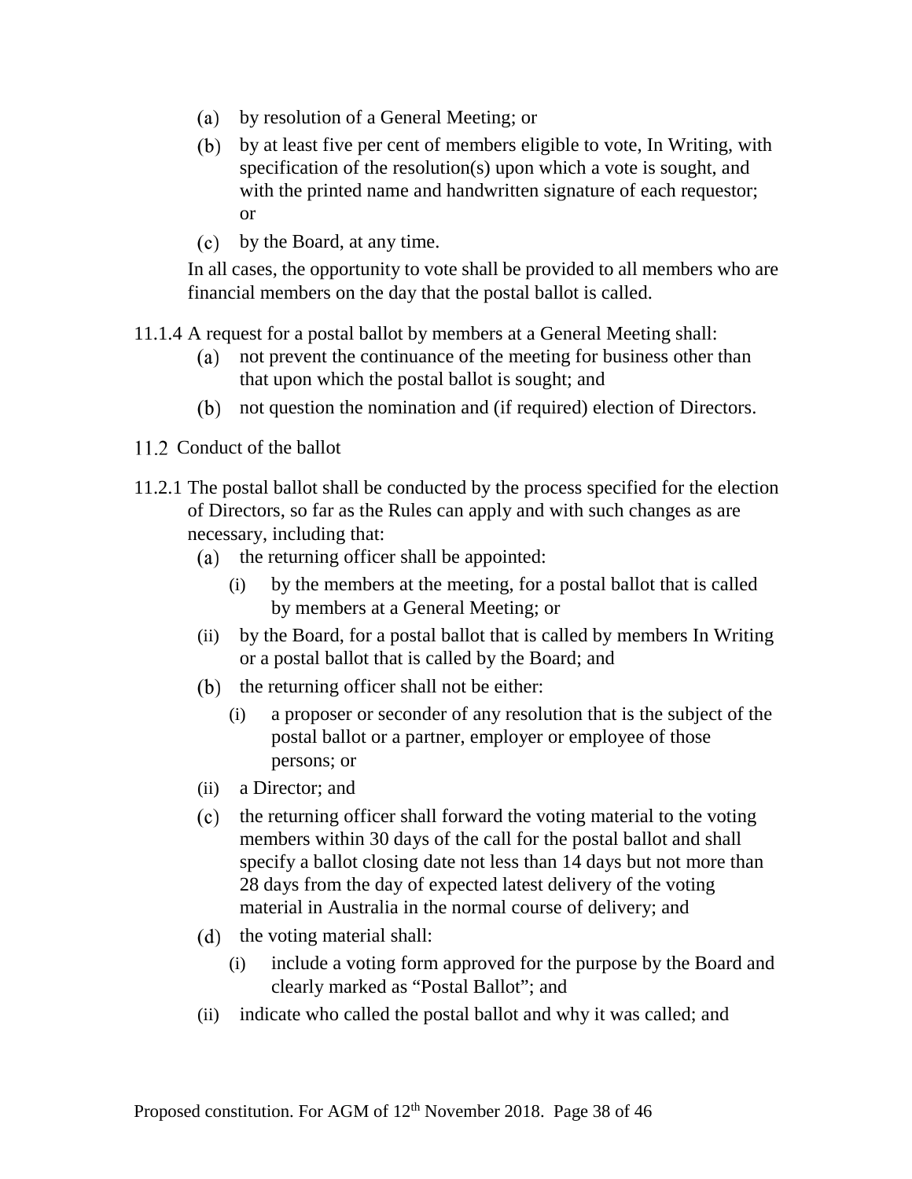(a) by resolution of a General Meeting; or

(b) by at least five per cent of members eligible to vote, In Writing, with specification of the resolution(s) upon which a vote is sought, and with the printed name and handwritten signature of each requestor; or

(c) by the Board, at any time.

In all cases, the opportunity to vote shall be provided to all members who are financial members on the day that the postal ballot is called.

11.1.4 A request for a postal ballot by members at a General Meeting shall:

(a) not prevent the continuance of the meeting for business other than that upon which the postal ballot is sought; and

(b) not question the nomination and (if required) election of Directors.

## 11.2 Conduct of the ballot

11.2.1 The postal ballot shall be conducted by the process specified for the election of Directors, so far as the Rules can apply and with such changes as are necessary, including that:

(a) the returning officer shall be appointed:

(i) by the members at the meeting, for a postal ballot that is called by members at a General Meeting; or

(ii) by the Board, for a postal ballot that is called by members In Writing or a postal ballot that is called by the Board; and

(b) the returning officer shall not be either:

(i) a proposer or seconder of any resolution that is the subject of the postal ballot or a partner, employer or employee of those persons; or

(ii) a Director; and

(c) the returning officer shall forward the voting material to the voting members within 30 days of the call for the postal ballot and shall specify a ballot closing date not less than 14 days but not more than 28 days from the day of expected latest delivery of the voting material in Australia in the normal course of delivery; and

(d) the voting material shall:

(i) include a voting form approved for the purpose by the Board and clearly marked as "Postal Ballot"; and

(ii) indicate who called the postal ballot and why it was called; and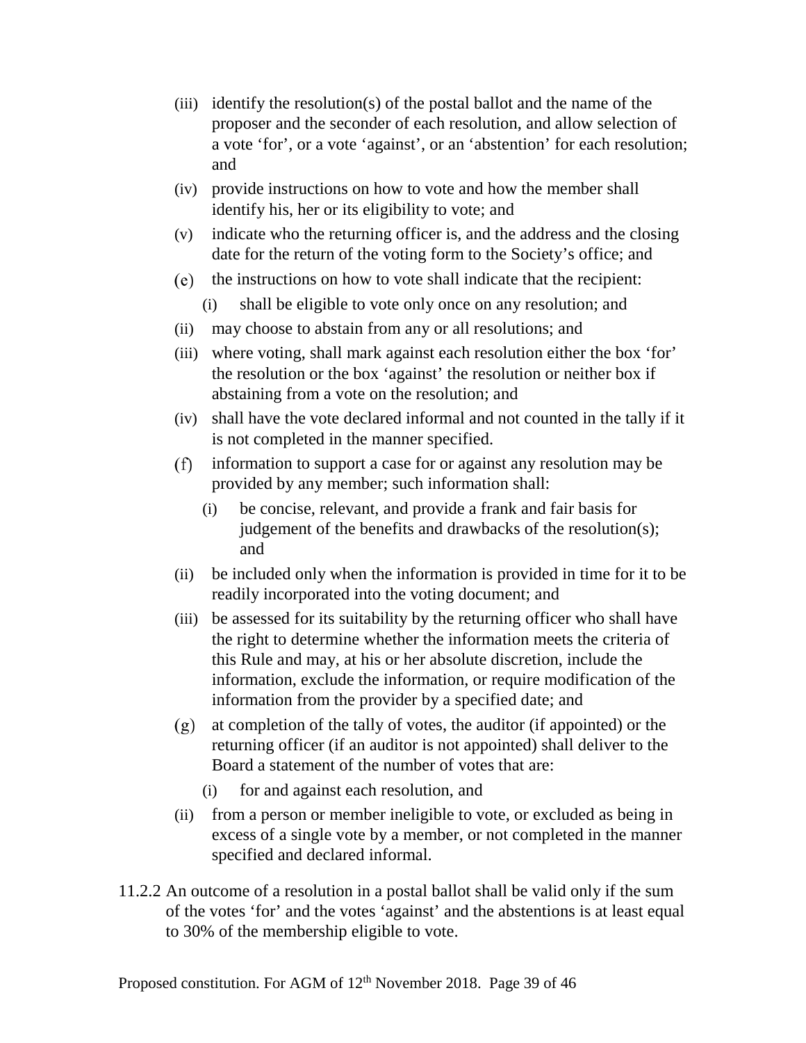(iii) identify the resolution(s) of the postal ballot and the name of the proposer and the seconder of each resolution, and allow selection of a vote 'for', or a vote 'against', or an 'abstention' for each resolution; and

(iv) provide instructions on how to vote and how the member shall identify his, her or its eligibility to vote; and

(v) indicate who the returning officer is, and the address and the closing date for the return of the voting form to the Society's office; and

(e) the instructions on how to vote shall indicate that the recipient:

(i) shall be eligible to vote only once on any resolution; and

(ii) may choose to abstain from any or all resolutions; and

(iii) where voting, shall mark against each resolution either the box 'for' the resolution or the box 'against' the resolution or neither box if abstaining from a vote on the resolution; and

(iv) shall have the vote declared informal and not counted in the tally if it is not completed in the manner specified.

(f) information to support a case for or against any resolution may be provided by any member; such information shall:

(i) be concise, relevant, and provide a frank and fair basis for judgement of the benefits and drawbacks of the resolution(s); and

(ii) be included only when the information is provided in time for it to be readily incorporated into the voting document; and

(iii) be assessed for its suitability by the returning officer who shall have the right to determine whether the information meets the criteria of this Rule and may, at his or her absolute discretion, include the information, exclude the information, or require modification of the information from the provider by a specified date; and

(g) at completion of the tally of votes, the auditor (if appointed) or the returning officer (if an auditor is not appointed) shall deliver to the Board a statement of the number of votes that are:

(i) for and against each resolution, and

(ii) from a person or member ineligible to vote, or excluded as being in excess of a single vote by a member, or not completed in the manner specified and declared informal.

11.2.2 An outcome of a resolution in a postal ballot shall be valid only if the sum of the votes 'for' and the votes 'against' and the abstentions is at least equal to 30% of the membership eligible to vote.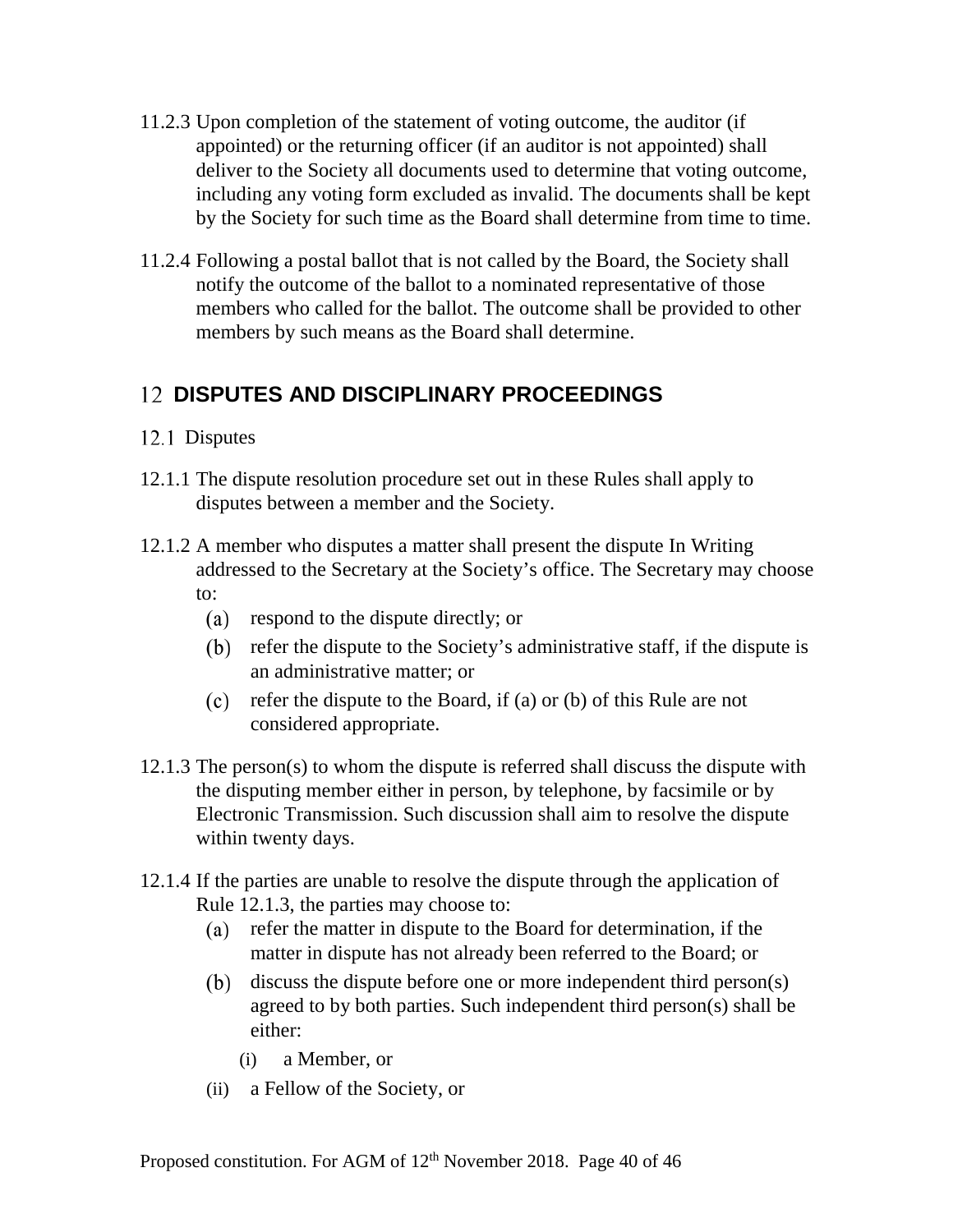11.2.3 Upon completion of the statement of voting outcome, the auditor (if appointed) or the returning officer (if an auditor is not appointed) shall deliver to the Society all documents used to determine that voting outcome, including any voting form excluded as invalid. The documents shall be kept by the Society for such time as the Board shall determine from time to time.

11.2.4 Following a postal ballot that is not called by the Board, the Society shall notify the outcome of the ballot to a nominated representative of those members who called for the ballot. The outcome shall be provided to other members by such means as the Board shall determine.

## 12 DISPUTES AND DISCIPLINARY PROCEEDINGS

### 12.1 Disputes

12.1.1 The dispute resolution procedure set out in these Rules shall apply to disputes between a member and the Society.

12.1.2 A member who disputes a matter shall present the dispute In Writing addressed to the Secretary at the Society's office. The Secretary may choose to:

- (a) respond to the dispute directly; or
- (b) refer the dispute to the Society's administrative staff, if the dispute is an administrative matter; or
- (c) refer the dispute to the Board, if (a) or (b) of this Rule are not considered appropriate.

12.1.3 The person(s) to whom the dispute is referred shall discuss the dispute with the disputing member either in person, by telephone, by facsimile or by Electronic Transmission. Such discussion shall aim to resolve the dispute within twenty days.

12.1.4 If the parties are unable to resolve the dispute through the application of Rule 12.1.3, the parties may choose to:

- (a) refer the matter in dispute to the Board for determination, if the matter in dispute has not already been referred to the Board; or
- (b) discuss the dispute before one or more independent third person(s) agreed to by both parties. Such independent third person(s) shall be either:
  - (i) a Member, or
  - (ii) a Fellow of the Society, or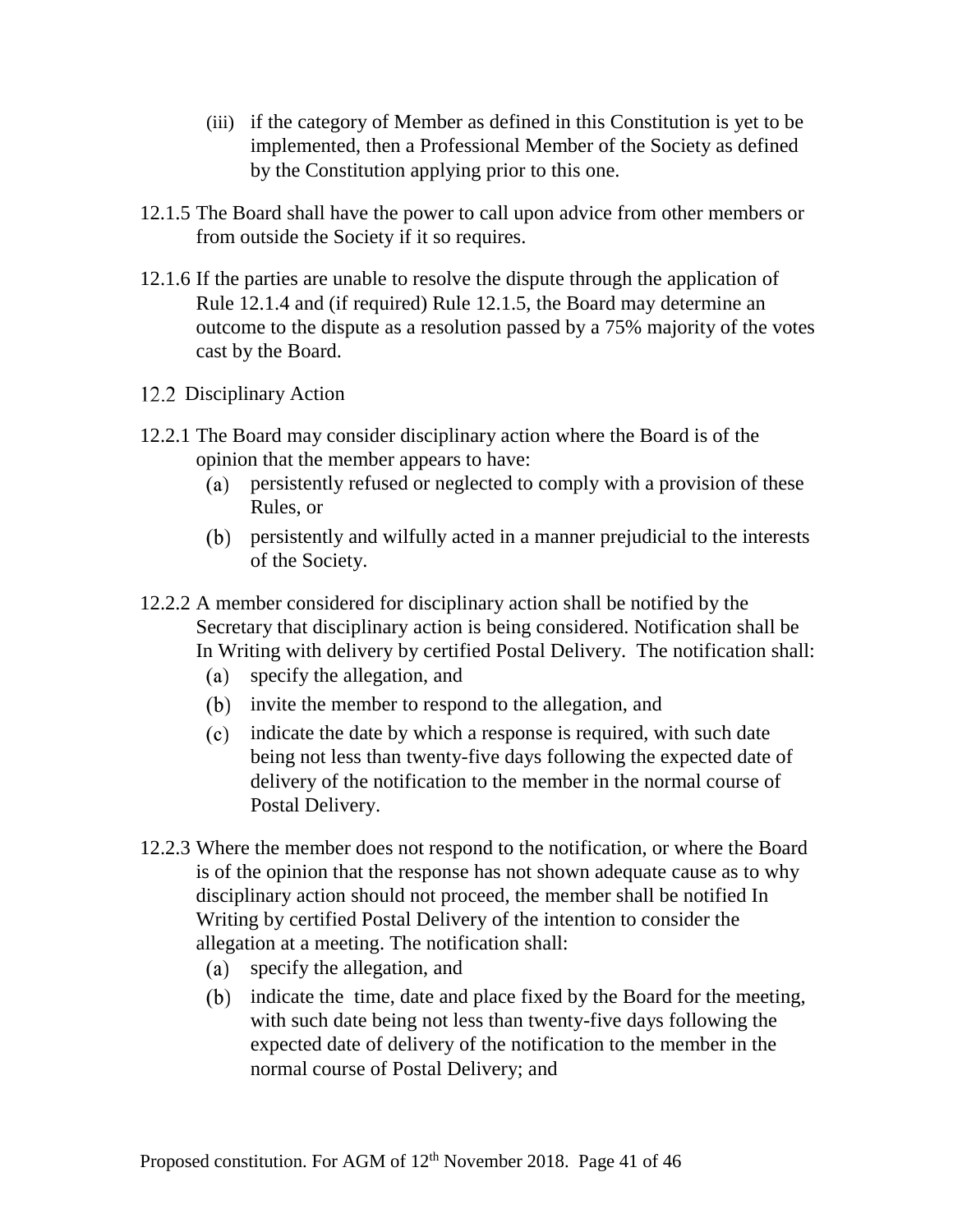(iii) if the category of Member as defined in this Constitution is yet to be implemented, then a Professional Member of the Society as defined by the Constitution applying prior to this one.

12.1.5 The Board shall have the power to call upon advice from other members or from outside the Society if it so requires.

12.1.6 If the parties are unable to resolve the dispute through the application of Rule 12.1.4 and (if required) Rule 12.1.5, the Board may determine an outcome to the dispute as a resolution passed by a 75% majority of the votes cast by the Board.

12.2 Disciplinary Action

12.2.1 The Board may consider disciplinary action where the Board is of the opinion that the member appears to have:

(a) persistently refused or neglected to comply with a provision of these Rules, or

(b) persistently and wilfully acted in a manner prejudicial to the interests of the Society.

12.2.2 A member considered for disciplinary action shall be notified by the Secretary that disciplinary action is being considered. Notification shall be In Writing with delivery by certified Postal Delivery. The notification shall:

(a) specify the allegation, and

(b) invite the member to respond to the allegation, and

(c) indicate the date by which a response is required, with such date being not less than twenty-five days following the expected date of delivery of the notification to the member in the normal course of Postal Delivery.

12.2.3 Where the member does not respond to the notification, or where the Board is of the opinion that the response has not shown adequate cause as to why disciplinary action should not proceed, the member shall be notified In Writing by certified Postal Delivery of the intention to consider the allegation at a meeting. The notification shall:

(a) specify the allegation, and

(b) indicate the time, date and place fixed by the Board for the meeting, with such date being not less than twenty-five days following the expected date of delivery of the notification to the member in the normal course of Postal Delivery; and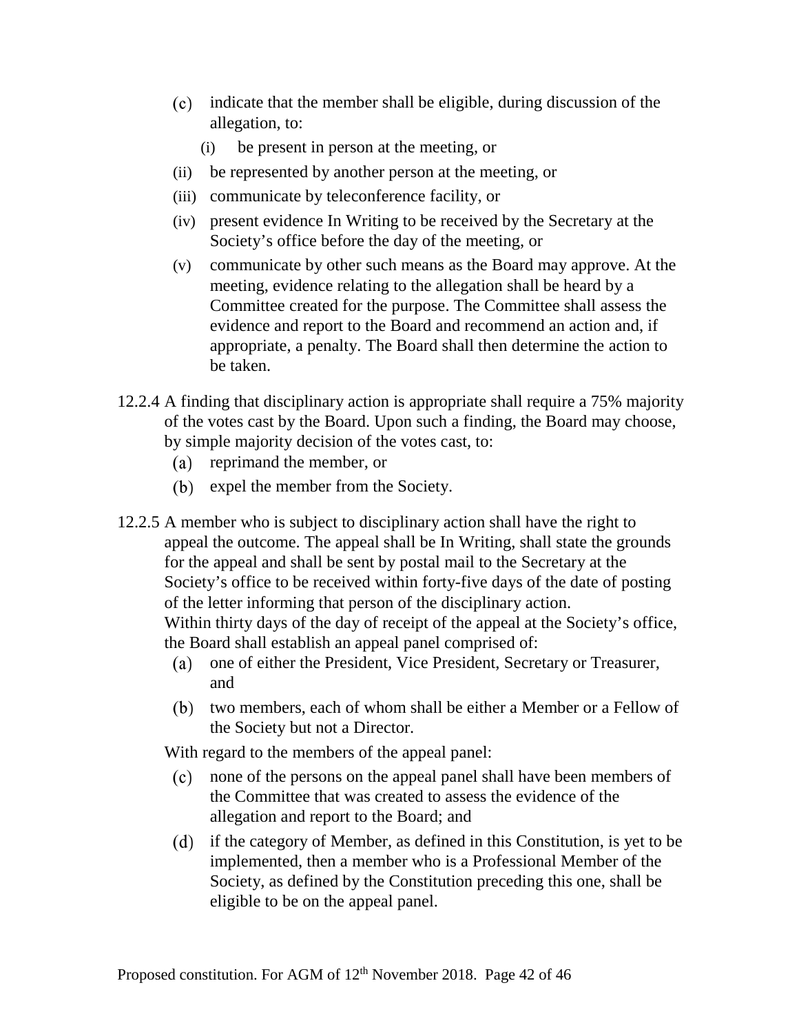(c) indicate that the member shall be eligible, during discussion of the allegation, to:
    (i) be present in person at the meeting, or
    (ii) be represented by another person at the meeting, or
    (iii) communicate by teleconference facility, or
    (iv) present evidence In Writing to be received by the Secretary at the Society's office before the day of the meeting, or
    (v) communicate by other such means as the Board may approve. At the meeting, evidence relating to the allegation shall be heard by a Committee created for the purpose. The Committee shall assess the evidence and report to the Board and recommend an action and, if appropriate, a penalty. The Board shall then determine the action to be taken.

12.2.4 A finding that disciplinary action is appropriate shall require a 75% majority of the votes cast by the Board. Upon such a finding, the Board may choose, by simple majority decision of the votes cast, to:

(a) reprimand the member, or
(b) expel the member from the Society.

12.2.5 A member who is subject to disciplinary action shall have the right to appeal the outcome. The appeal shall be In Writing, shall state the grounds for the appeal and shall be sent by postal mail to the Secretary at the Society's office to be received within forty-five days of the date of posting of the letter informing that person of the disciplinary action.
Within thirty days of the day of receipt of the appeal at the Society's office, the Board shall establish an appeal panel comprised of:

(a) one of either the President, Vice President, Secretary or Treasurer, and
(b) two members, each of whom shall be either a Member or a Fellow of the Society but not a Director.

With regard to the members of the appeal panel:

(c) none of the persons on the appeal panel shall have been members of the Committee that was created to assess the evidence of the allegation and report to the Board; and
(d) if the category of Member, as defined in this Constitution, is yet to be implemented, then a member who is a Professional Member of the Society, as defined by the Constitution preceding this one, shall be eligible to be on the appeal panel.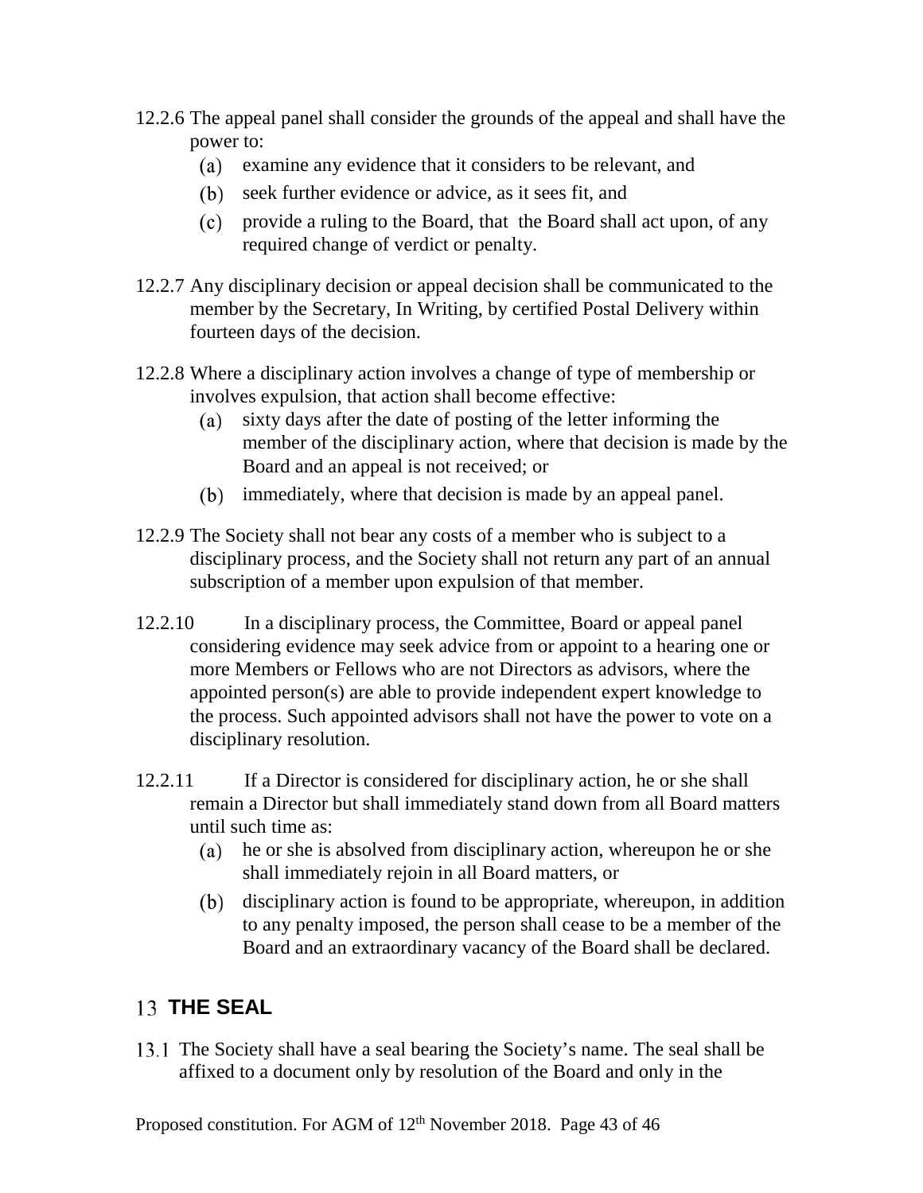12.2.6 The appeal panel shall consider the grounds of the appeal and shall have the power to:

(a) examine any evidence that it considers to be relevant, and

(b) seek further evidence or advice, as it sees fit, and

(c) provide a ruling to the Board, that the Board shall act upon, of any required change of verdict or penalty.

12.2.7 Any disciplinary decision or appeal decision shall be communicated to the member by the Secretary, In Writing, by certified Postal Delivery within fourteen days of the decision.

12.2.8 Where a disciplinary action involves a change of type of membership or involves expulsion, that action shall become effective:

(a) sixty days after the date of posting of the letter informing the member of the disciplinary action, where that decision is made by the Board and an appeal is not received; or

(b) immediately, where that decision is made by an appeal panel.

12.2.9 The Society shall not bear any costs of a member who is subject to a disciplinary process, and the Society shall not return any part of an annual subscription of a member upon expulsion of that member.

12.2.10 In a disciplinary process, the Committee, Board or appeal panel considering evidence may seek advice from or appoint to a hearing one or more Members or Fellows who are not Directors as advisors, where the appointed person(s) are able to provide independent expert knowledge to the process. Such appointed advisors shall not have the power to vote on a disciplinary resolution.

12.2.11 If a Director is considered for disciplinary action, he or she shall remain a Director but shall immediately stand down from all Board matters until such time as:

(a) he or she is absolved from disciplinary action, whereupon he or she shall immediately rejoin in all Board matters, or

(b) disciplinary action is found to be appropriate, whereupon, in addition to any penalty imposed, the person shall cease to be a member of the Board and an extraordinary vacancy of the Board shall be declared.

## 13 THE SEAL

13.1 The Society shall have a seal bearing the Society's name. The seal shall be affixed to a document only by resolution of the Board and only in the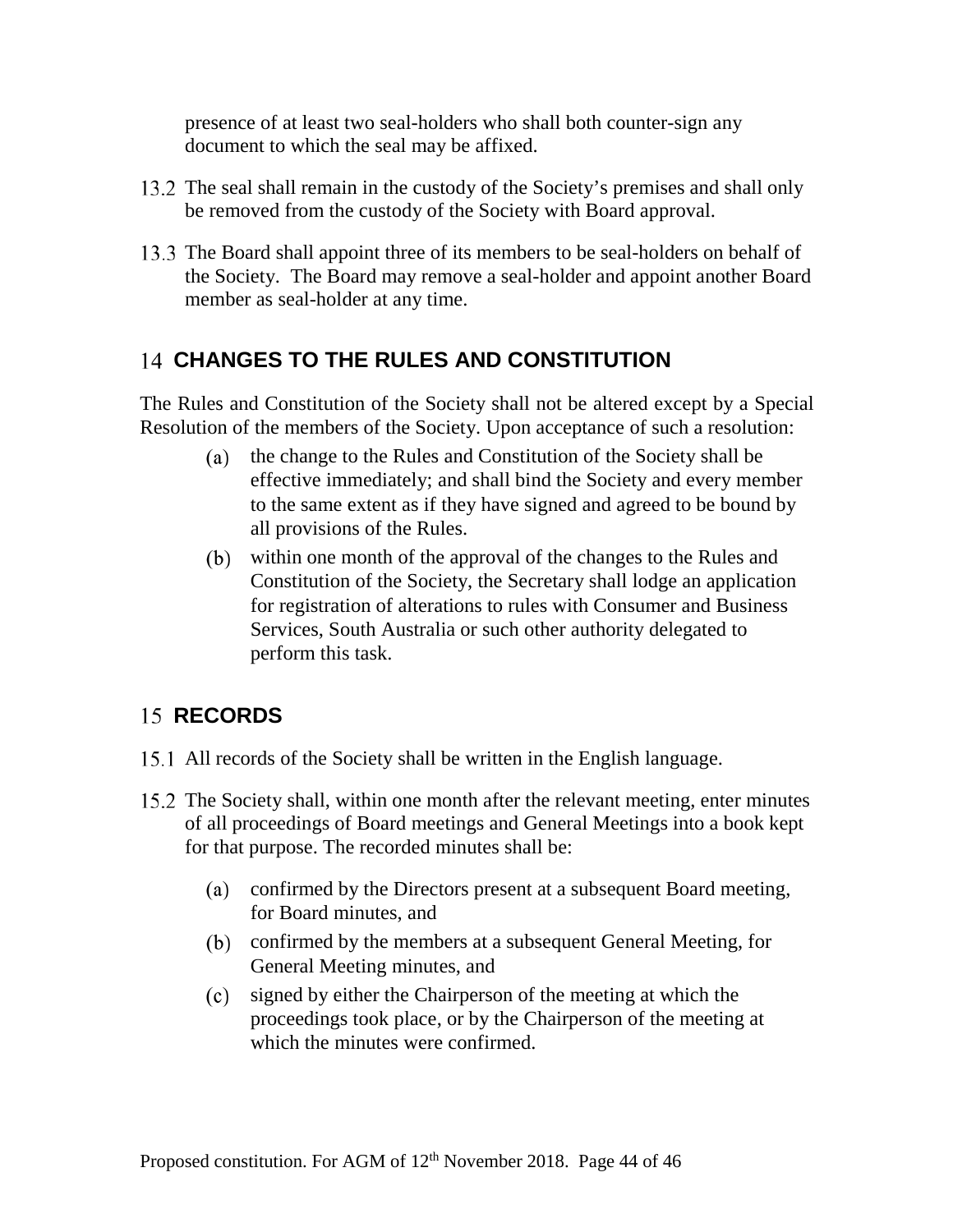presence of at least two seal-holders who shall both counter-sign any document to which the seal may be affixed.

13.2 The seal shall remain in the custody of the Society's premises and shall only be removed from the custody of the Society with Board approval.

13.3 The Board shall appoint three of its members to be seal-holders on behalf of the Society. The Board may remove a seal-holder and appoint another Board member as seal-holder at any time.

## 14 CHANGES TO THE RULES AND CONSTITUTION

The Rules and Constitution of the Society shall not be altered except by a Special Resolution of the members of the Society. Upon acceptance of such a resolution:

(a) the change to the Rules and Constitution of the Society shall be effective immediately; and shall bind the Society and every member to the same extent as if they have signed and agreed to be bound by all provisions of the Rules.

(b) within one month of the approval of the changes to the Rules and Constitution of the Society, the Secretary shall lodge an application for registration of alterations to rules with Consumer and Business Services, South Australia or such other authority delegated to perform this task.

## 15 RECORDS

15.1 All records of the Society shall be written in the English language.

15.2 The Society shall, within one month after the relevant meeting, enter minutes of all proceedings of Board meetings and General Meetings into a book kept for that purpose. The recorded minutes shall be:

(a) confirmed by the Directors present at a subsequent Board meeting, for Board minutes, and

(b) confirmed by the members at a subsequent General Meeting, for General Meeting minutes, and

(c) signed by either the Chairperson of the meeting at which the proceedings took place, or by the Chairperson of the meeting at which the minutes were confirmed.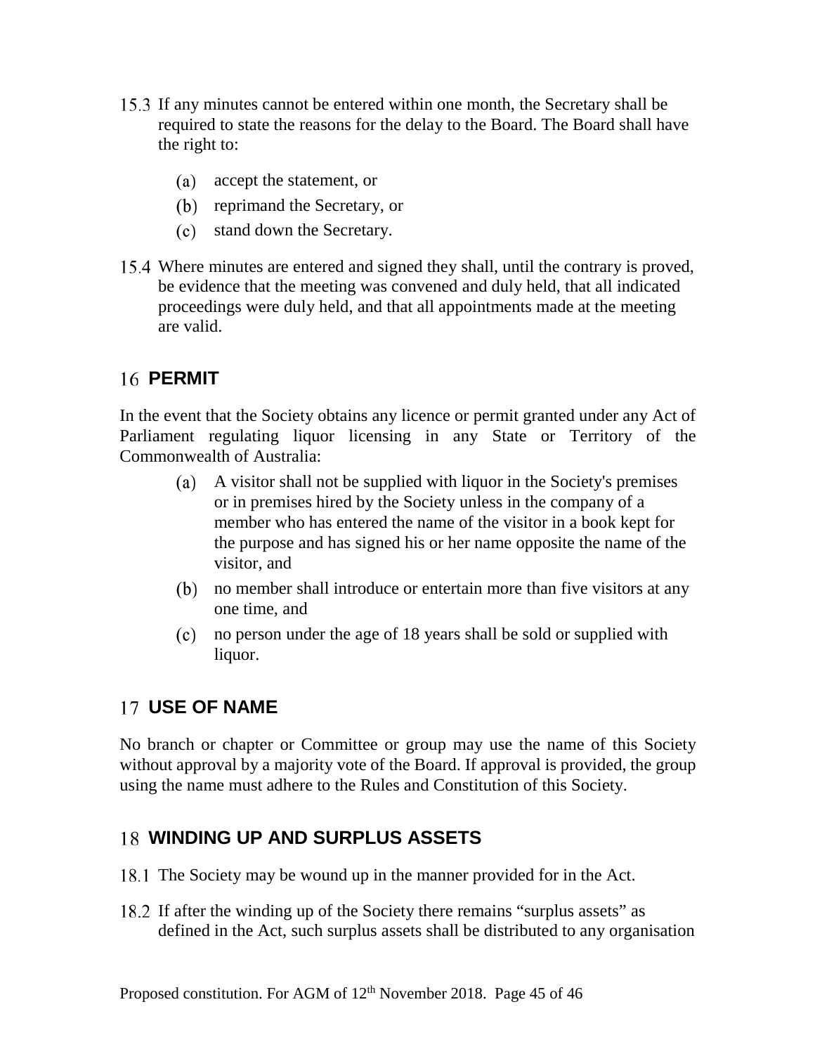15.3 If any minutes cannot be entered within one month, the Secretary shall be required to state the reasons for the delay to the Board. The Board shall have the right to:

(a) accept the statement, or

(b) reprimand the Secretary, or

(c) stand down the Secretary.

15.4 Where minutes are entered and signed they shall, until the contrary is proved, be evidence that the meeting was convened and duly held, that all indicated proceedings were duly held, and that all appointments made at the meeting are valid.

## 16 PERMIT

In the event that the Society obtains any licence or permit granted under any Act of Parliament regulating liquor licensing in any State or Territory of the Commonwealth of Australia:

(a) A visitor shall not be supplied with liquor in the Society's premises or in premises hired by the Society unless in the company of a member who has entered the name of the visitor in a book kept for the purpose and has signed his or her name opposite the name of the visitor, and

(b) no member shall introduce or entertain more than five visitors at any one time, and

(c) no person under the age of 18 years shall be sold or supplied with liquor.

## 17 USE OF NAME

No branch or chapter or Committee or group may use the name of this Society without approval by a majority vote of the Board. If approval is provided, the group using the name must adhere to the Rules and Constitution of this Society.

## 18 WINDING UP AND SURPLUS ASSETS

18.1 The Society may be wound up in the manner provided for in the Act.

18.2 If after the winding up of the Society there remains "surplus assets" as defined in the Act, such surplus assets shall be distributed to any organisation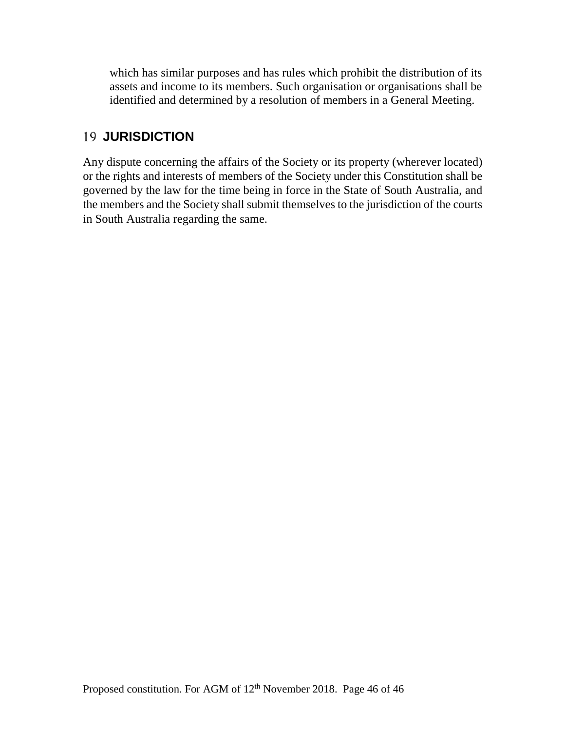which has similar purposes and has rules which prohibit the distribution of its assets and income to its members. Such organisation or organisations shall be identified and determined by a resolution of members in a General Meeting.

## 19 JURISDICTION

Any dispute concerning the affairs of the Society or its property (wherever located) or the rights and interests of members of the Society under this Constitution shall be governed by the law for the time being in force in the State of South Australia, and the members and the Society shall submit themselves to the jurisdiction of the courts in South Australia regarding the same.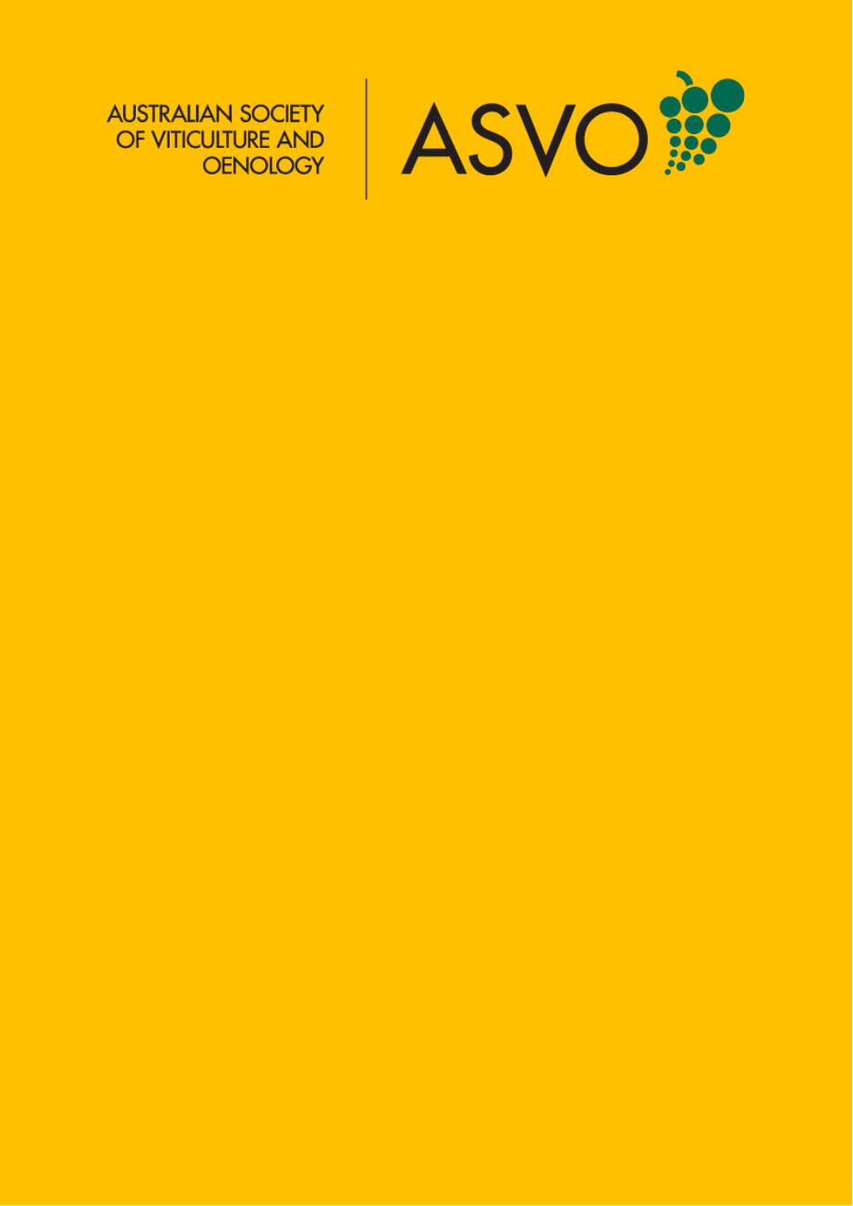AUSTRALIAN SOCIETY OF VITICULTURE AND OENOLOGY

ASVO